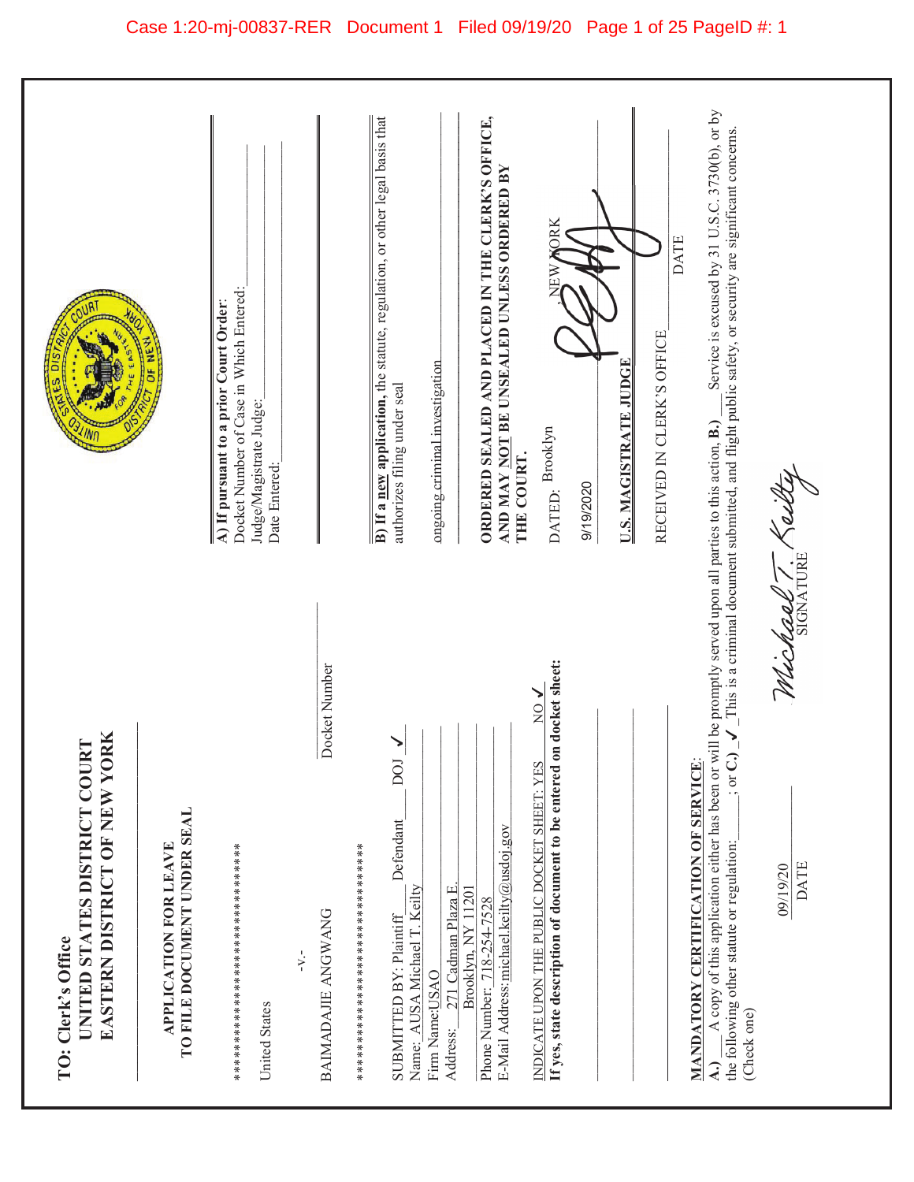TO: Clerk's Office
**UNITED STATES DISTRICT COURT**
**EASTERN DISTRICT OF NEW YORK**

**APPLICATION FOR LEAVE TO FILE DOCUMENT UNDER SEAL**

*********************************

United States

-V.-

BAIMADAJIE ANGWANG

Docket Number

*********************************

SUBMITTED BY: Plaintiff___ Defendant___ DOJ ✓
Name: AUSA Michael T. Keilty
Firm Name: USAO
Address: 271 Cadman Plaza E.
Brooklyn, NY 11201
Phone Number: 718-254-7528
E-Mail Address: michael.keilty@usdoj.gov

INDICATE UPON THE PUBLIC DOCKET SHEET: YES ___ NO ✓
**If yes, state description of document to be entered on docket sheet:**

**A) If pursuant to a prior Court Order:**
Docket Number of Case in Which Entered:___
Judge/Magistrate Judge:___
Date Entered:___

**B) If a new application,** the statute, regulation, or other legal basis that authorizes filing under seal

ongoing criminal investigation

**ORDERED SEALED AND PLACED IN THE CLERK'S OFFICE, AND MAY NOT BE UNSEALED UNLESS ORDERED BY THE COURT.**

DATED: Brooklyn, NEW YORK

9/19/2020

**U.S. MAGISTRATE JUDGE**

RECEIVED IN CLERK'S OFFICE___ DATE

**MANDATORY CERTIFICATION OF SERVICE:**

**A.)** ___ A copy of this application either has been or will be promptly served upon all parties to this action, **B.)** ___ Service is excused by 31 U.S.C. 3730(b), or by the following other statute or regulation: ___; or **C.)** ✓ This is a criminal document submitted, and flight public safety, or security are significant concerns. (Check one)

09/19/20
DATE

Michael T. Keilty
SIGNATURE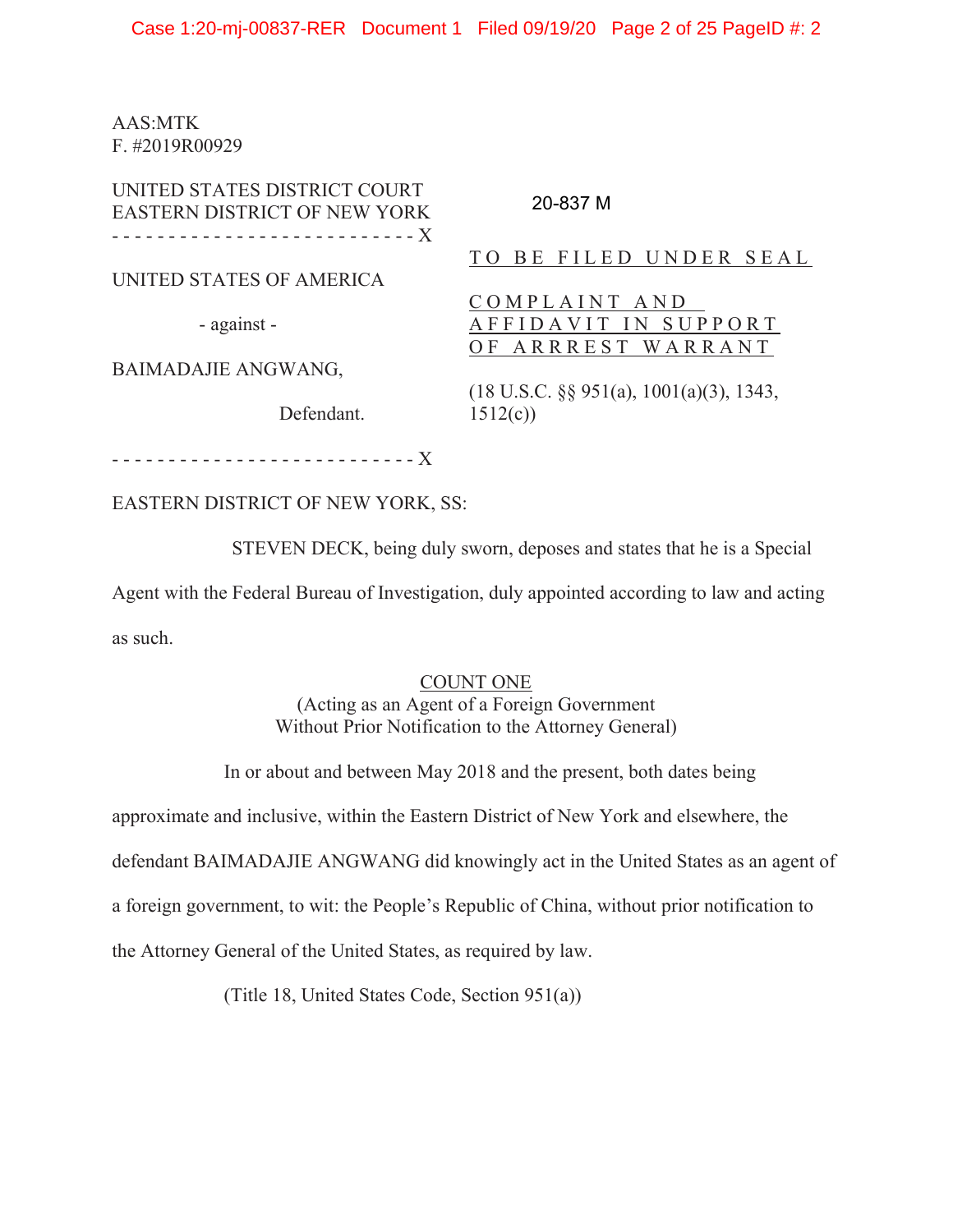AAS:MTK
F. #2019R00929

UNITED STATES DISTRICT COURT
EASTERN DISTRICT OF NEW YORK

20-837 M

\- - - - - - - - - - - - - - - - - - - - - - - - - - - X

UNITED STATES OF AMERICA

\- against -

BAIMADAJIE ANGWANG,

Defendant.

\- - - - - - - - - - - - - - - - - - - - - - - - - - - X

TO BE FILED UNDER SEAL

COMPLAINT AND AFFIDAVIT IN SUPPORT OF ARRREST WARRANT

(18 U.S.C. §§ 951(a), 1001(a)(3), 1343, 1512(c))

EASTERN DISTRICT OF NEW YORK, SS:

STEVEN DECK, being duly sworn, deposes and states that he is a Special Agent with the Federal Bureau of Investigation, duly appointed according to law and acting as such.

COUNT ONE
(Acting as an Agent of a Foreign Government Without Prior Notification to the Attorney General)

In or about and between May 2018 and the present, both dates being approximate and inclusive, within the Eastern District of New York and elsewhere, the defendant BAIMADAJIE ANGWANG did knowingly act in the United States as an agent of a foreign government, to wit: the People's Republic of China, without prior notification to the Attorney General of the United States, as required by law.

(Title 18, United States Code, Section 951(a))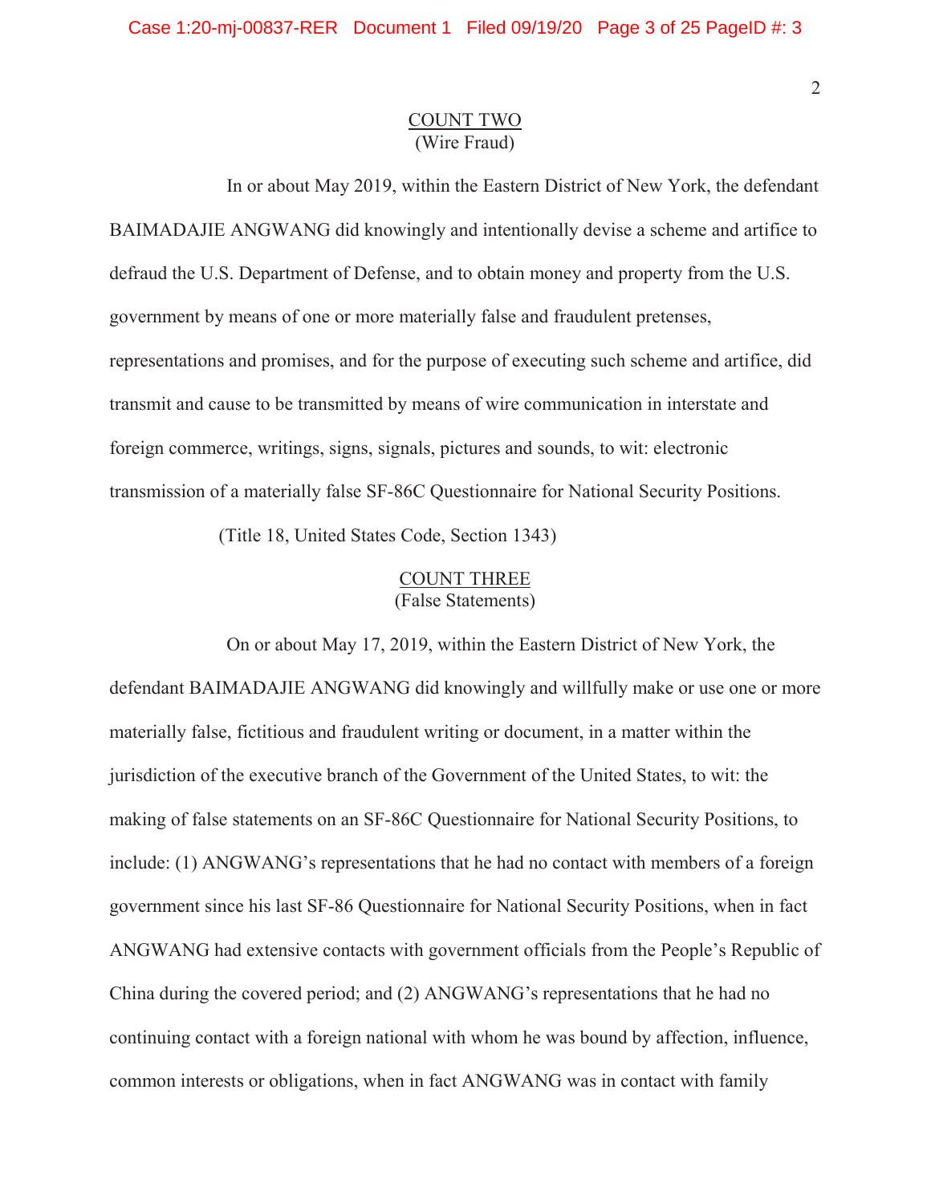## COUNT TWO
(Wire Fraud)

In or about May 2019, within the Eastern District of New York, the defendant BAIMADAJIE ANGWANG did knowingly and intentionally devise a scheme and artifice to defraud the U.S. Department of Defense, and to obtain money and property from the U.S. government by means of one or more materially false and fraudulent pretenses, representations and promises, and for the purpose of executing such scheme and artifice, did transmit and cause to be transmitted by means of wire communication in interstate and foreign commerce, writings, signs, signals, pictures and sounds, to wit: electronic transmission of a materially false SF-86C Questionnaire for National Security Positions.

(Title 18, United States Code, Section 1343)

## COUNT THREE
(False Statements)

On or about May 17, 2019, within the Eastern District of New York, the defendant BAIMADAJIE ANGWANG did knowingly and willfully make or use one or more materially false, fictitious and fraudulent writing or document, in a matter within the jurisdiction of the executive branch of the Government of the United States, to wit: the making of false statements on an SF-86C Questionnaire for National Security Positions, to include: (1) ANGWANG's representations that he had no contact with members of a foreign government since his last SF-86 Questionnaire for National Security Positions, when in fact ANGWANG had extensive contacts with government officials from the People's Republic of China during the covered period; and (2) ANGWANG's representations that he had no continuing contact with a foreign national with whom he was bound by affection, influence, common interests or obligations, when in fact ANGWANG was in contact with family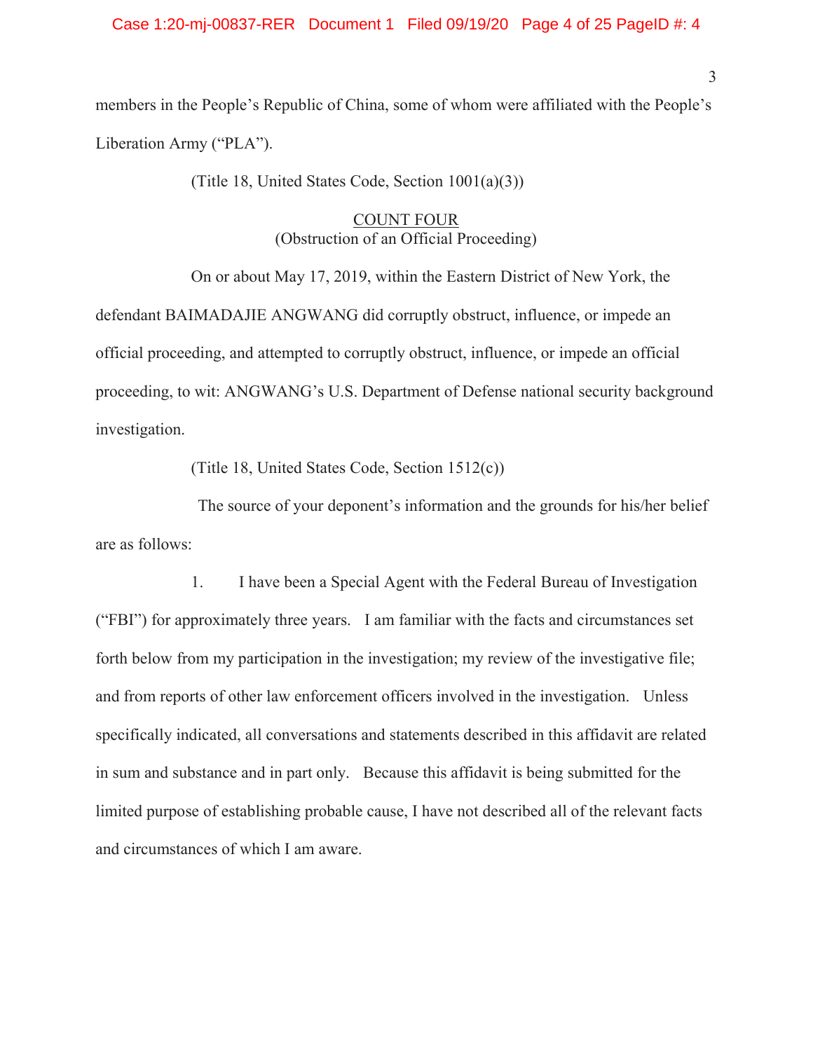members in the People's Republic of China, some of whom were affiliated with the People's Liberation Army ("PLA").

(Title 18, United States Code, Section 1001(a)(3))

<u>COUNT FOUR</u>
(Obstruction of an Official Proceeding)

On or about May 17, 2019, within the Eastern District of New York, the defendant BAIMADAJIE ANGWANG did corruptly obstruct, influence, or impede an official proceeding, and attempted to corruptly obstruct, influence, or impede an official proceeding, to wit: ANGWANG's U.S. Department of Defense national security background investigation.

(Title 18, United States Code, Section 1512(c))

The source of your deponent's information and the grounds for his/her belief are as follows:

1. I have been a Special Agent with the Federal Bureau of Investigation ("FBI") for approximately three years. I am familiar with the facts and circumstances set forth below from my participation in the investigation; my review of the investigative file; and from reports of other law enforcement officers involved in the investigation. Unless specifically indicated, all conversations and statements described in this affidavit are related in sum and substance and in part only. Because this affidavit is being submitted for the limited purpose of establishing probable cause, I have not described all of the relevant facts and circumstances of which I am aware.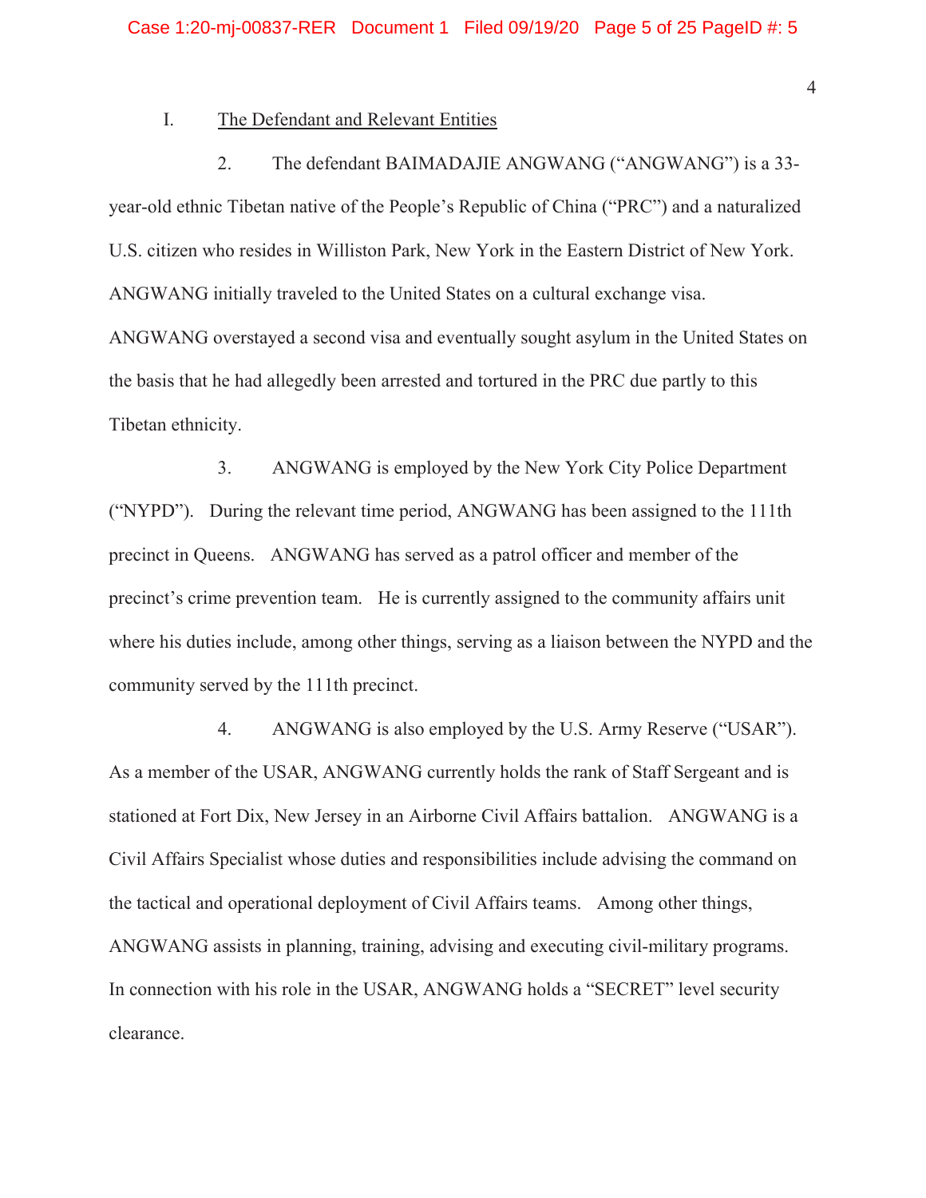## I. The Defendant and Relevant Entities

2. The defendant BAIMADAJIE ANGWANG ("ANGWANG") is a 33-year-old ethnic Tibetan native of the People's Republic of China ("PRC") and a naturalized U.S. citizen who resides in Williston Park, New York in the Eastern District of New York. ANGWANG initially traveled to the United States on a cultural exchange visa. ANGWANG overstayed a second visa and eventually sought asylum in the United States on the basis that he had allegedly been arrested and tortured in the PRC due partly to this Tibetan ethnicity.

3. ANGWANG is employed by the New York City Police Department ("NYPD"). During the relevant time period, ANGWANG has been assigned to the 111th precinct in Queens. ANGWANG has served as a patrol officer and member of the precinct's crime prevention team. He is currently assigned to the community affairs unit where his duties include, among other things, serving as a liaison between the NYPD and the community served by the 111th precinct.

4. ANGWANG is also employed by the U.S. Army Reserve ("USAR"). As a member of the USAR, ANGWANG currently holds the rank of Staff Sergeant and is stationed at Fort Dix, New Jersey in an Airborne Civil Affairs battalion. ANGWANG is a Civil Affairs Specialist whose duties and responsibilities include advising the command on the tactical and operational deployment of Civil Affairs teams. Among other things, ANGWANG assists in planning, training, advising and executing civil-military programs. In connection with his role in the USAR, ANGWANG holds a "SECRET" level security clearance.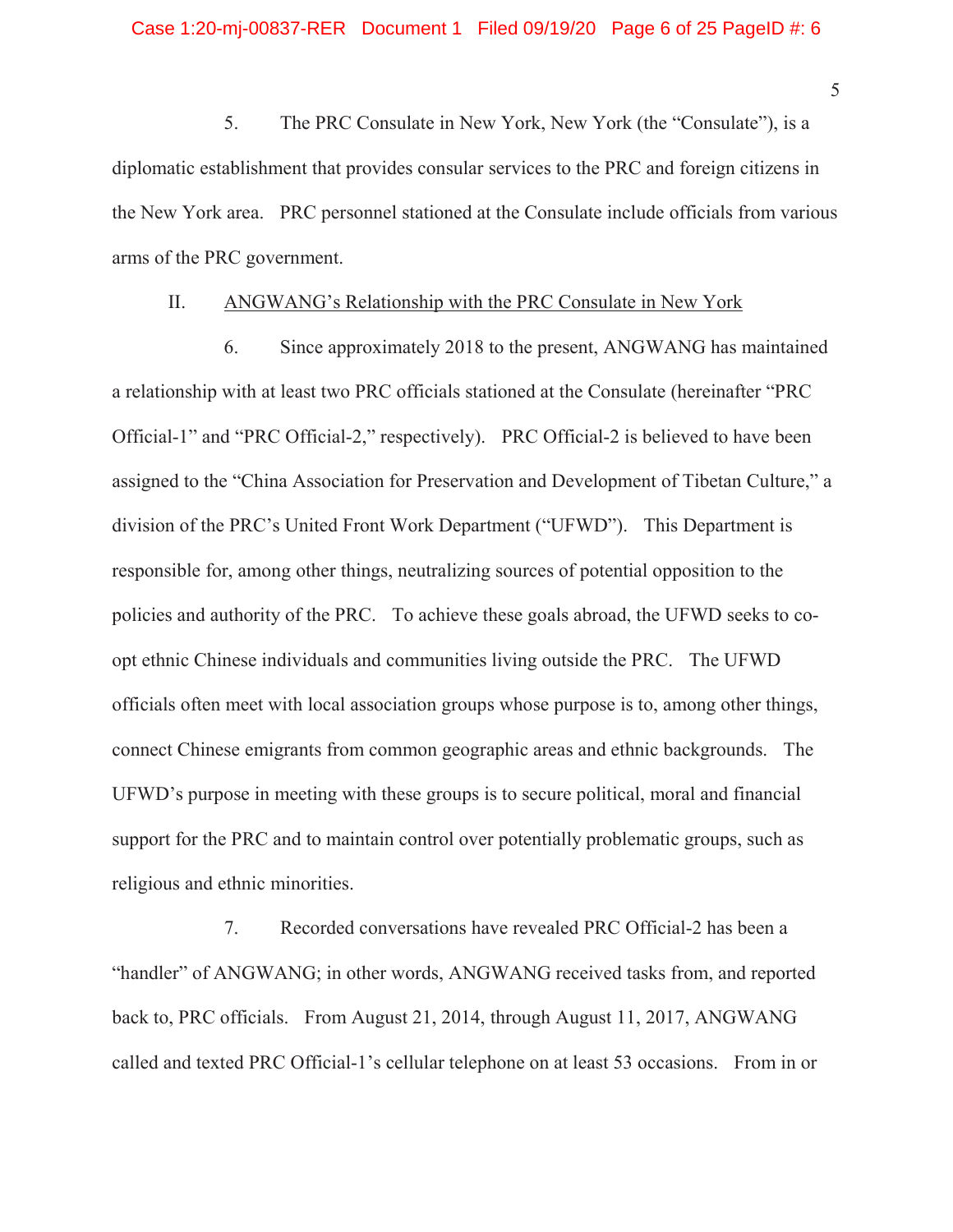5. The PRC Consulate in New York, New York (the "Consulate"), is a diplomatic establishment that provides consular services to the PRC and foreign citizens in the New York area. PRC personnel stationed at the Consulate include officials from various arms of the PRC government.

## II. ANGWANG's Relationship with the PRC Consulate in New York

6. Since approximately 2018 to the present, ANGWANG has maintained a relationship with at least two PRC officials stationed at the Consulate (hereinafter "PRC Official-1" and "PRC Official-2," respectively). PRC Official-2 is believed to have been assigned to the "China Association for Preservation and Development of Tibetan Culture," a division of the PRC's United Front Work Department ("UFWD"). This Department is responsible for, among other things, neutralizing sources of potential opposition to the policies and authority of the PRC. To achieve these goals abroad, the UFWD seeks to co-opt ethnic Chinese individuals and communities living outside the PRC. The UFWD officials often meet with local association groups whose purpose is to, among other things, connect Chinese emigrants from common geographic areas and ethnic backgrounds. The UFWD's purpose in meeting with these groups is to secure political, moral and financial support for the PRC and to maintain control over potentially problematic groups, such as religious and ethnic minorities.

7. Recorded conversations have revealed PRC Official-2 has been a "handler" of ANGWANG; in other words, ANGWANG received tasks from, and reported back to, PRC officials. From August 21, 2014, through August 11, 2017, ANGWANG called and texted PRC Official-1's cellular telephone on at least 53 occasions. From in or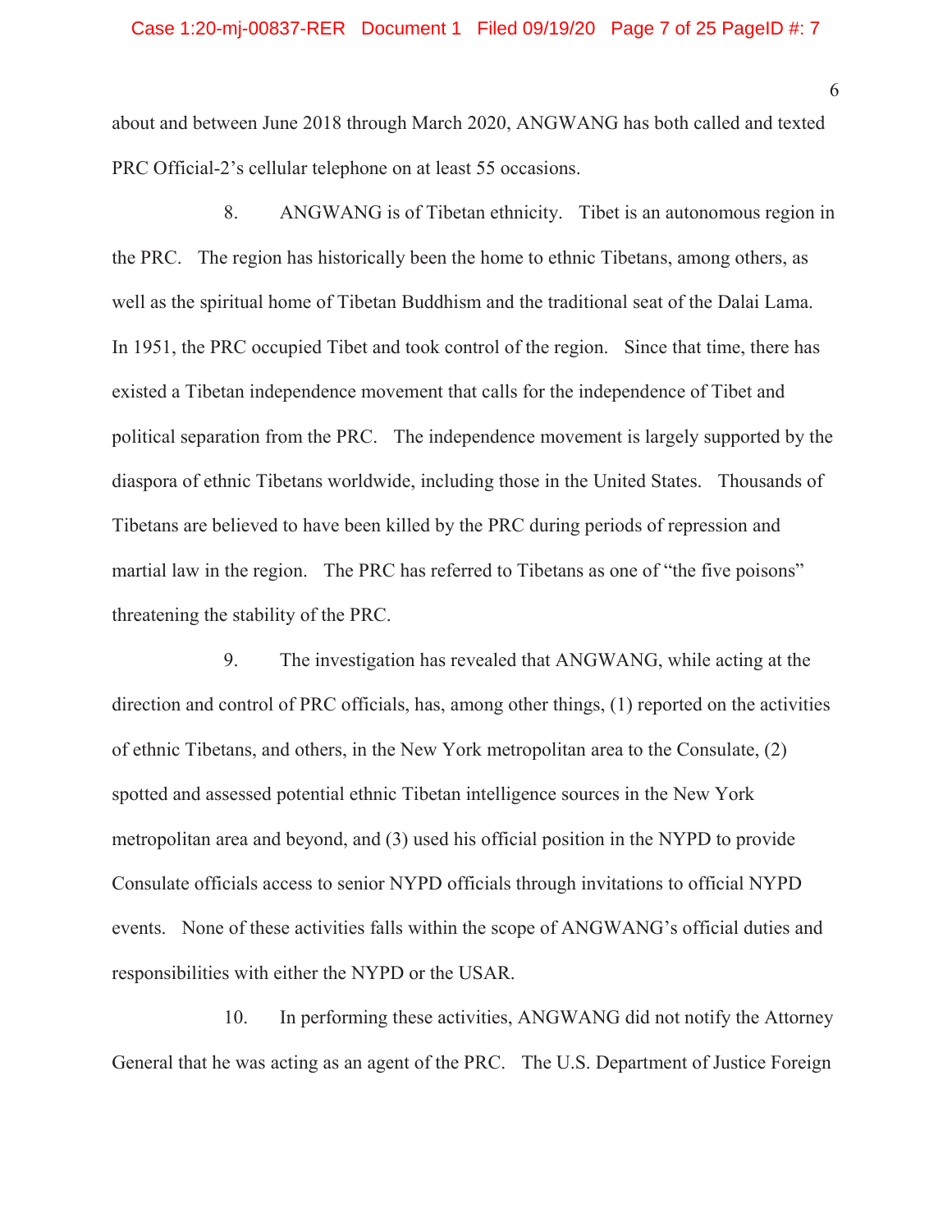about and between June 2018 through March 2020, ANGWANG has both called and texted PRC Official-2's cellular telephone on at least 55 occasions.

8. ANGWANG is of Tibetan ethnicity. Tibet is an autonomous region in the PRC. The region has historically been the home to ethnic Tibetans, among others, as well as the spiritual home of Tibetan Buddhism and the traditional seat of the Dalai Lama. In 1951, the PRC occupied Tibet and took control of the region. Since that time, there has existed a Tibetan independence movement that calls for the independence of Tibet and political separation from the PRC. The independence movement is largely supported by the diaspora of ethnic Tibetans worldwide, including those in the United States. Thousands of Tibetans are believed to have been killed by the PRC during periods of repression and martial law in the region. The PRC has referred to Tibetans as one of "the five poisons" threatening the stability of the PRC.

9. The investigation has revealed that ANGWANG, while acting at the direction and control of PRC officials, has, among other things, (1) reported on the activities of ethnic Tibetans, and others, in the New York metropolitan area to the Consulate, (2) spotted and assessed potential ethnic Tibetan intelligence sources in the New York metropolitan area and beyond, and (3) used his official position in the NYPD to provide Consulate officials access to senior NYPD officials through invitations to official NYPD events. None of these activities falls within the scope of ANGWANG's official duties and responsibilities with either the NYPD or the USAR.

10. In performing these activities, ANGWANG did not notify the Attorney General that he was acting as an agent of the PRC. The U.S. Department of Justice Foreign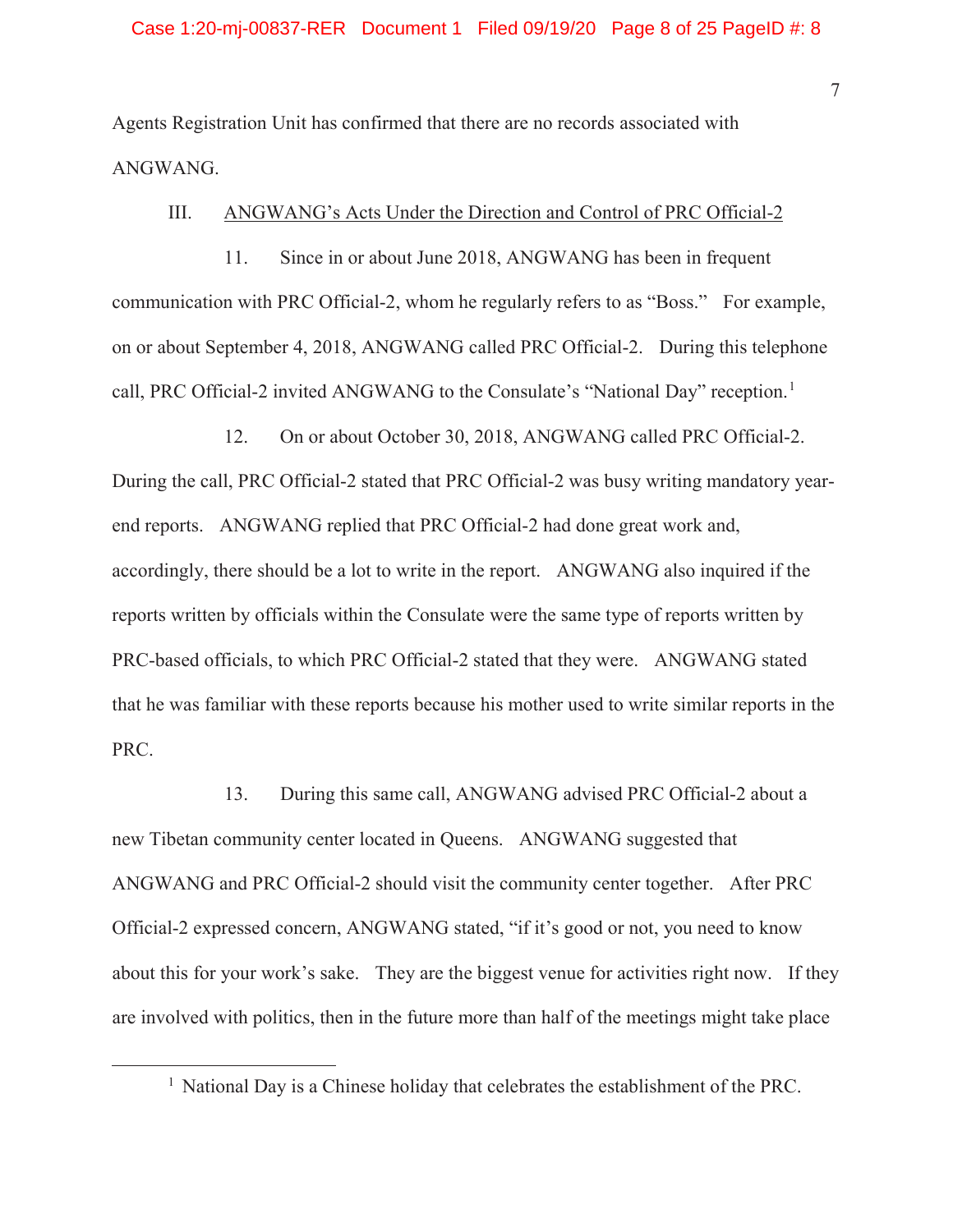Agents Registration Unit has confirmed that there are no records associated with ANGWANG.

III. ANGWANG's Acts Under the Direction and Control of PRC Official-2

11. Since in or about June 2018, ANGWANG has been in frequent communication with PRC Official-2, whom he regularly refers to as "Boss." For example, on or about September 4, 2018, ANGWANG called PRC Official-2. During this telephone call, PRC Official-2 invited ANGWANG to the Consulate's "National Day" reception.[1]

12. On or about October 30, 2018, ANGWANG called PRC Official-2. During the call, PRC Official-2 stated that PRC Official-2 was busy writing mandatory year-end reports. ANGWANG replied that PRC Official-2 had done great work and, accordingly, there should be a lot to write in the report. ANGWANG also inquired if the reports written by officials within the Consulate were the same type of reports written by PRC-based officials, to which PRC Official-2 stated that they were. ANGWANG stated that he was familiar with these reports because his mother used to write similar reports in the PRC.

13. During this same call, ANGWANG advised PRC Official-2 about a new Tibetan community center located in Queens. ANGWANG suggested that ANGWANG and PRC Official-2 should visit the community center together. After PRC Official-2 expressed concern, ANGWANG stated, "if it's good or not, you need to know about this for your work's sake. They are the biggest venue for activities right now. If they are involved with politics, then in the future more than half of the meetings might take place

---

[1] National Day is a Chinese holiday that celebrates the establishment of the PRC.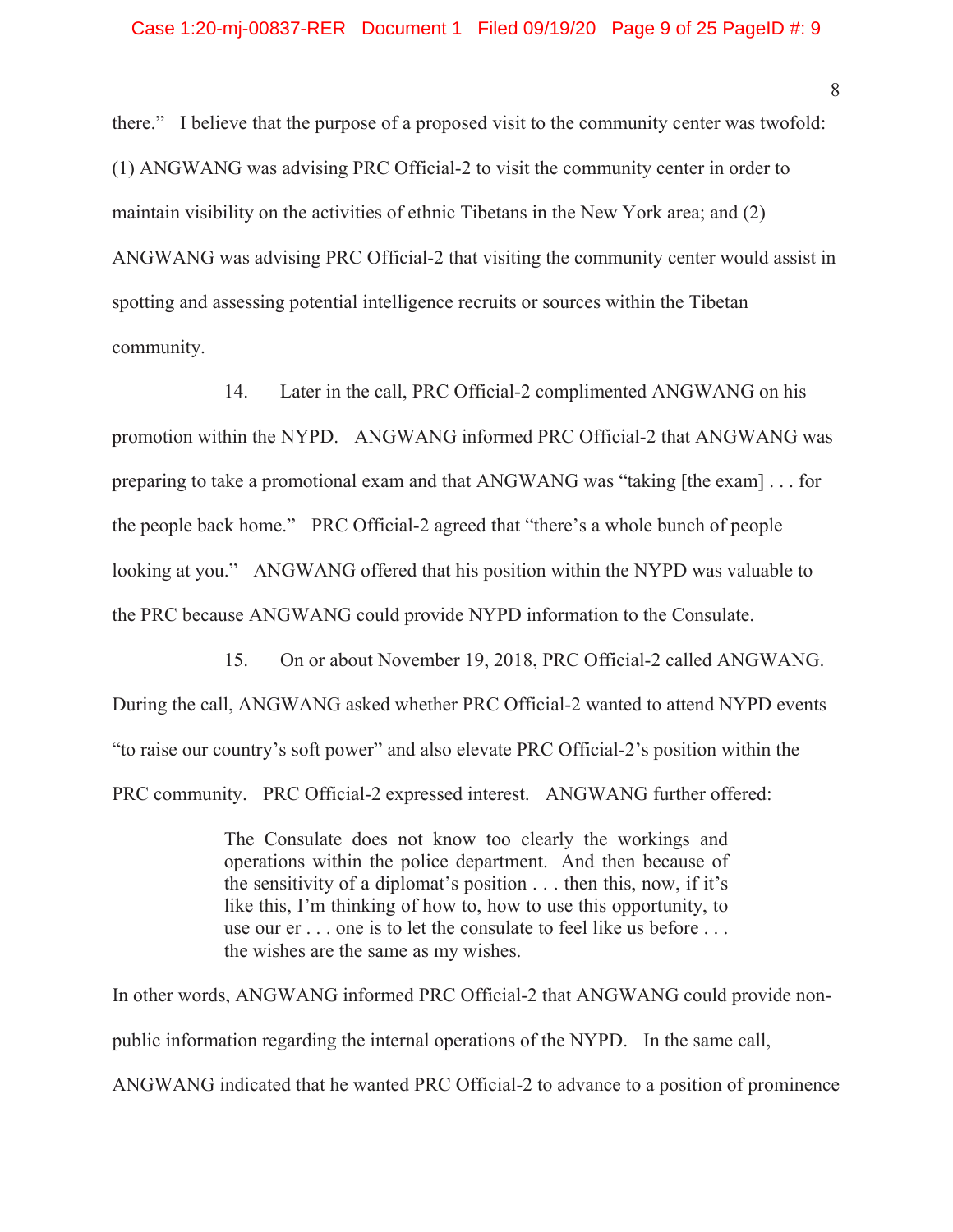there." I believe that the purpose of a proposed visit to the community center was twofold: (1) ANGWANG was advising PRC Official-2 to visit the community center in order to maintain visibility on the activities of ethnic Tibetans in the New York area; and (2) ANGWANG was advising PRC Official-2 that visiting the community center would assist in spotting and assessing potential intelligence recruits or sources within the Tibetan community.

14. Later in the call, PRC Official-2 complimented ANGWANG on his promotion within the NYPD. ANGWANG informed PRC Official-2 that ANGWANG was preparing to take a promotional exam and that ANGWANG was "taking [the exam] . . . for the people back home." PRC Official-2 agreed that "there's a whole bunch of people looking at you." ANGWANG offered that his position within the NYPD was valuable to the PRC because ANGWANG could provide NYPD information to the Consulate.

15. On or about November 19, 2018, PRC Official-2 called ANGWANG. During the call, ANGWANG asked whether PRC Official-2 wanted to attend NYPD events "to raise our country's soft power" and also elevate PRC Official-2's position within the PRC community. PRC Official-2 expressed interest. ANGWANG further offered:

> The Consulate does not know too clearly the workings and operations within the police department. And then because of the sensitivity of a diplomat's position . . . then this, now, if it's like this, I'm thinking of how to, how to use this opportunity, to use our er . . . one is to let the consulate to feel like us before . . . the wishes are the same as my wishes.

In other words, ANGWANG informed PRC Official-2 that ANGWANG could provide non-public information regarding the internal operations of the NYPD. In the same call, ANGWANG indicated that he wanted PRC Official-2 to advance to a position of prominence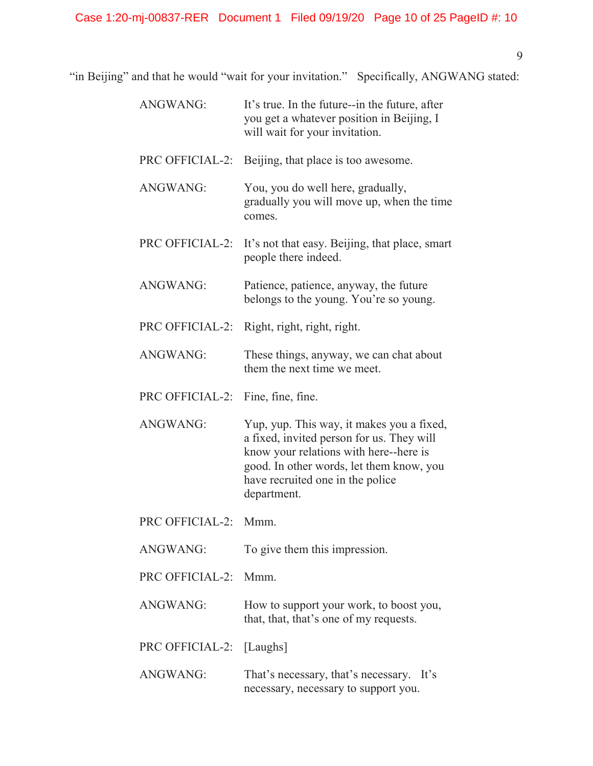"in Beijing" and that he would "wait for your invitation." Specifically, ANGWANG stated:

| | |
|---|---|
| ANGWANG: | It's true. In the future--in the future, after you get a whatever position in Beijing, I will wait for your invitation. |
| PRC OFFICIAL-2: | Beijing, that place is too awesome. |
| ANGWANG: | You, you do well here, gradually, gradually you will move up, when the time comes. |
| PRC OFFICIAL-2: | It's not that easy. Beijing, that place, smart people there indeed. |
| ANGWANG: | Patience, patience, anyway, the future belongs to the young. You're so young. |
| PRC OFFICIAL-2: | Right, right, right, right. |
| ANGWANG: | These things, anyway, we can chat about them the next time we meet. |
| PRC OFFICIAL-2: | Fine, fine, fine. |
| ANGWANG: | Yup, yup. This way, it makes you a fixed, a fixed, invited person for us. They will know your relations with here--here is good. In other words, let them know, you have recruited one in the police department. |
| PRC OFFICIAL-2: | Mmm. |
| ANGWANG: | To give them this impression. |
| PRC OFFICIAL-2: | Mmm. |
| ANGWANG: | How to support your work, to boost you, that, that, that's one of my requests. |
| PRC OFFICIAL-2: | [Laughs] |
| ANGWANG: | That's necessary, that's necessary. It's necessary, necessary to support you. |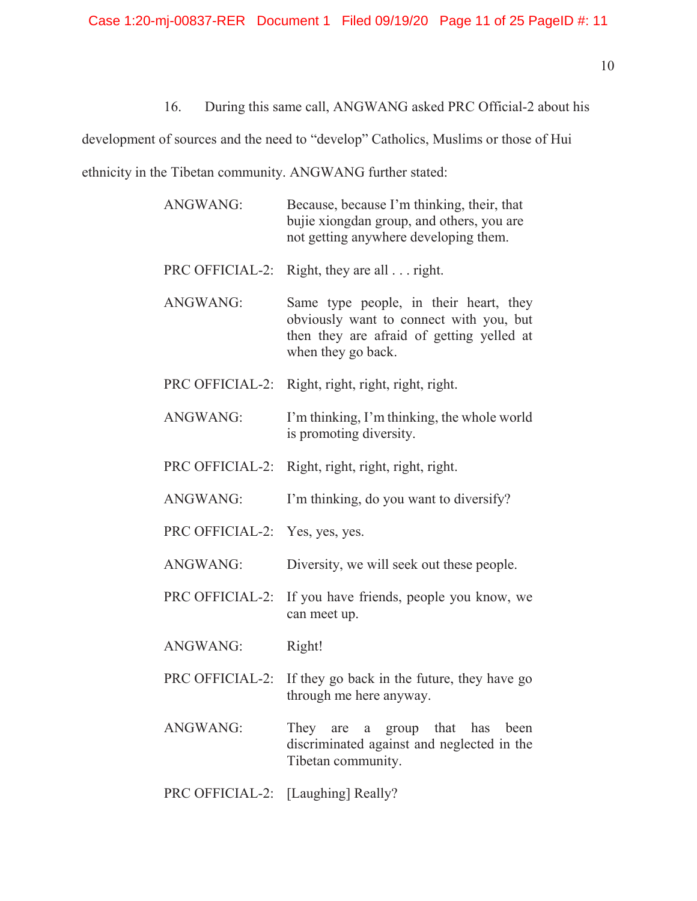16. During this same call, ANGWANG asked PRC Official-2 about his development of sources and the need to "develop" Catholics, Muslims or those of Hui ethnicity in the Tibetan community. ANGWANG further stated:

| | |
|---|---|
| ANGWANG: | Because, because I'm thinking, their, that bujie xiongdan group, and others, you are not getting anywhere developing them. |
| PRC OFFICIAL-2: | Right, they are all . . . right. |
| ANGWANG: | Same type people, in their heart, they obviously want to connect with you, but then they are afraid of getting yelled at when they go back. |
| PRC OFFICIAL-2: | Right, right, right, right, right. |
| ANGWANG: | I'm thinking, I'm thinking, the whole world is promoting diversity. |
| PRC OFFICIAL-2: | Right, right, right, right, right. |
| ANGWANG: | I'm thinking, do you want to diversify? |
| PRC OFFICIAL-2: | Yes, yes, yes. |
| ANGWANG: | Diversity, we will seek out these people. |
| PRC OFFICIAL-2: | If you have friends, people you know, we can meet up. |
| ANGWANG: | Right! |
| PRC OFFICIAL-2: | If they go back in the future, they have go through me here anyway. |
| ANGWANG: | They are a group that has been discriminated against and neglected in the Tibetan community. |
| PRC OFFICIAL-2: | [Laughing] Really? |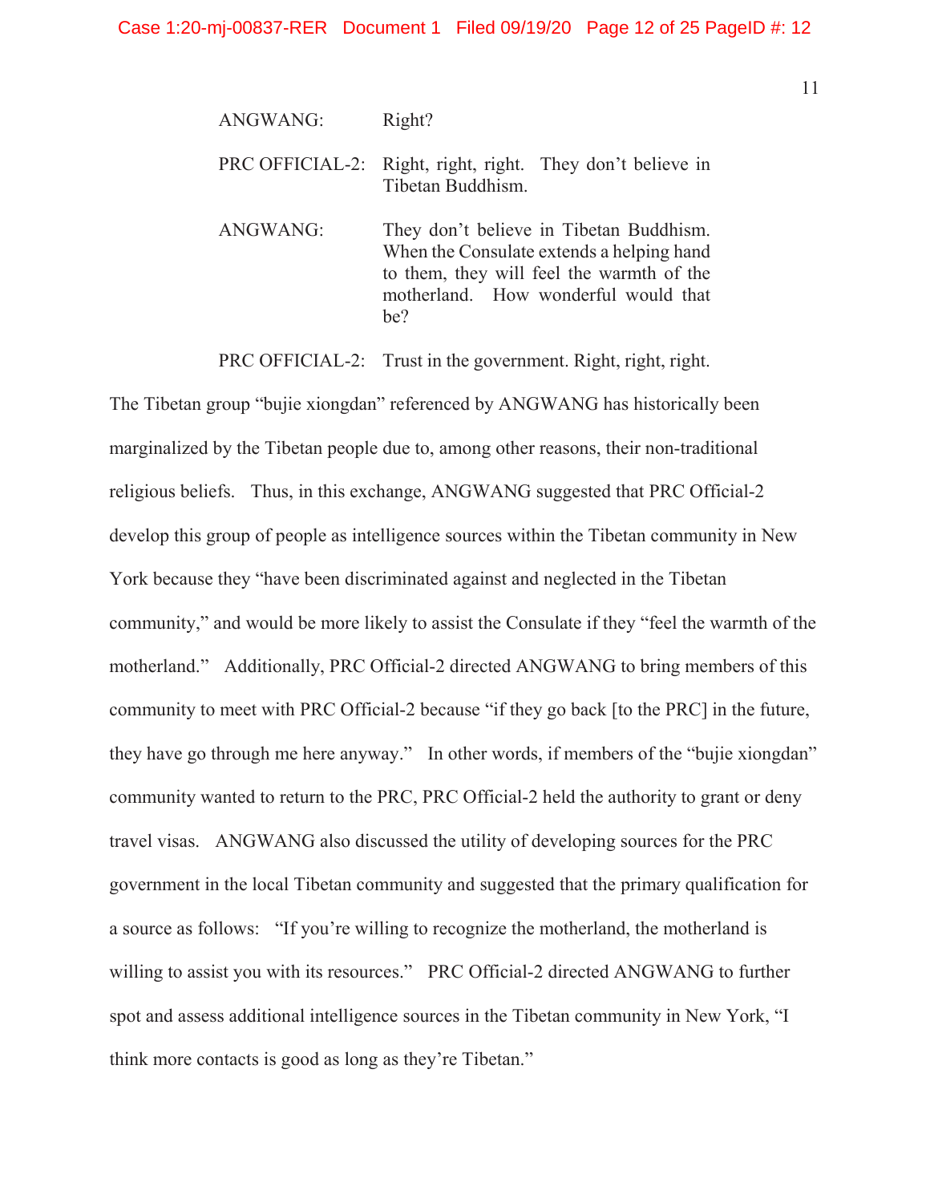| | |
|---|---|
| ANGWANG: | Right? |
| PRC OFFICIAL-2: | Right, right, right. They don't believe in Tibetan Buddhism. |
| ANGWANG: | They don't believe in Tibetan Buddhism. When the Consulate extends a helping hand to them, they will feel the warmth of the motherland. How wonderful would that be? |
| PRC OFFICIAL-2: | Trust in the government. Right, right, right. |

The Tibetan group "bujie xiongdan" referenced by ANGWANG has historically been marginalized by the Tibetan people due to, among other reasons, their non-traditional religious beliefs. Thus, in this exchange, ANGWANG suggested that PRC Official-2 develop this group of people as intelligence sources within the Tibetan community in New York because they "have been discriminated against and neglected in the Tibetan community," and would be more likely to assist the Consulate if they "feel the warmth of the motherland." Additionally, PRC Official-2 directed ANGWANG to bring members of this community to meet with PRC Official-2 because "if they go back [to the PRC] in the future, they have go through me here anyway." In other words, if members of the "bujie xiongdan" community wanted to return to the PRC, PRC Official-2 held the authority to grant or deny travel visas. ANGWANG also discussed the utility of developing sources for the PRC government in the local Tibetan community and suggested that the primary qualification for a source as follows: "If you're willing to recognize the motherland, the motherland is willing to assist you with its resources." PRC Official-2 directed ANGWANG to further spot and assess additional intelligence sources in the Tibetan community in New York, "I think more contacts is good as long as they're Tibetan."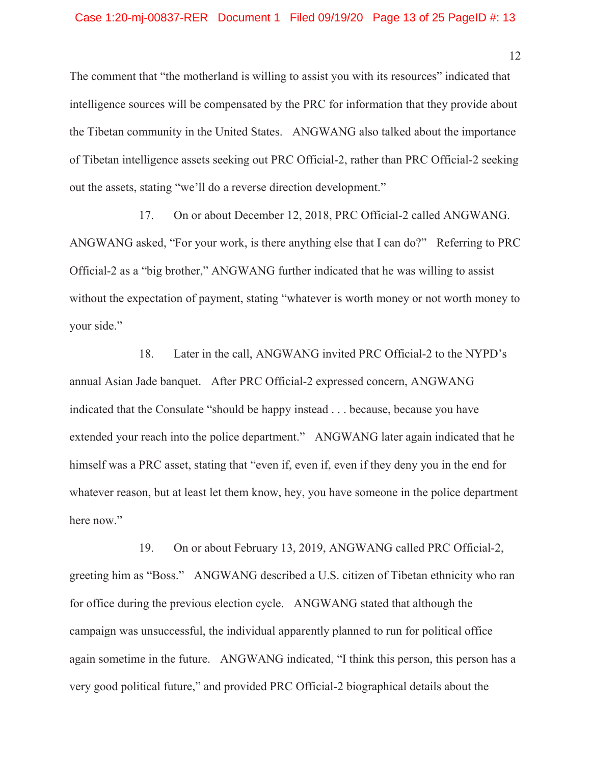The comment that "the motherland is willing to assist you with its resources" indicated that intelligence sources will be compensated by the PRC for information that they provide about the Tibetan community in the United States. ANGWANG also talked about the importance of Tibetan intelligence assets seeking out PRC Official-2, rather than PRC Official-2 seeking out the assets, stating "we'll do a reverse direction development."

17. On or about December 12, 2018, PRC Official-2 called ANGWANG. ANGWANG asked, "For your work, is there anything else that I can do?" Referring to PRC Official-2 as a "big brother," ANGWANG further indicated that he was willing to assist without the expectation of payment, stating "whatever is worth money or not worth money to your side."

18. Later in the call, ANGWANG invited PRC Official-2 to the NYPD's annual Asian Jade banquet. After PRC Official-2 expressed concern, ANGWANG indicated that the Consulate "should be happy instead . . . because, because you have extended your reach into the police department." ANGWANG later again indicated that he himself was a PRC asset, stating that "even if, even if, even if they deny you in the end for whatever reason, but at least let them know, hey, you have someone in the police department here now."

19. On or about February 13, 2019, ANGWANG called PRC Official-2, greeting him as "Boss." ANGWANG described a U.S. citizen of Tibetan ethnicity who ran for office during the previous election cycle. ANGWANG stated that although the campaign was unsuccessful, the individual apparently planned to run for political office again sometime in the future. ANGWANG indicated, "I think this person, this person has a very good political future," and provided PRC Official-2 biographical details about the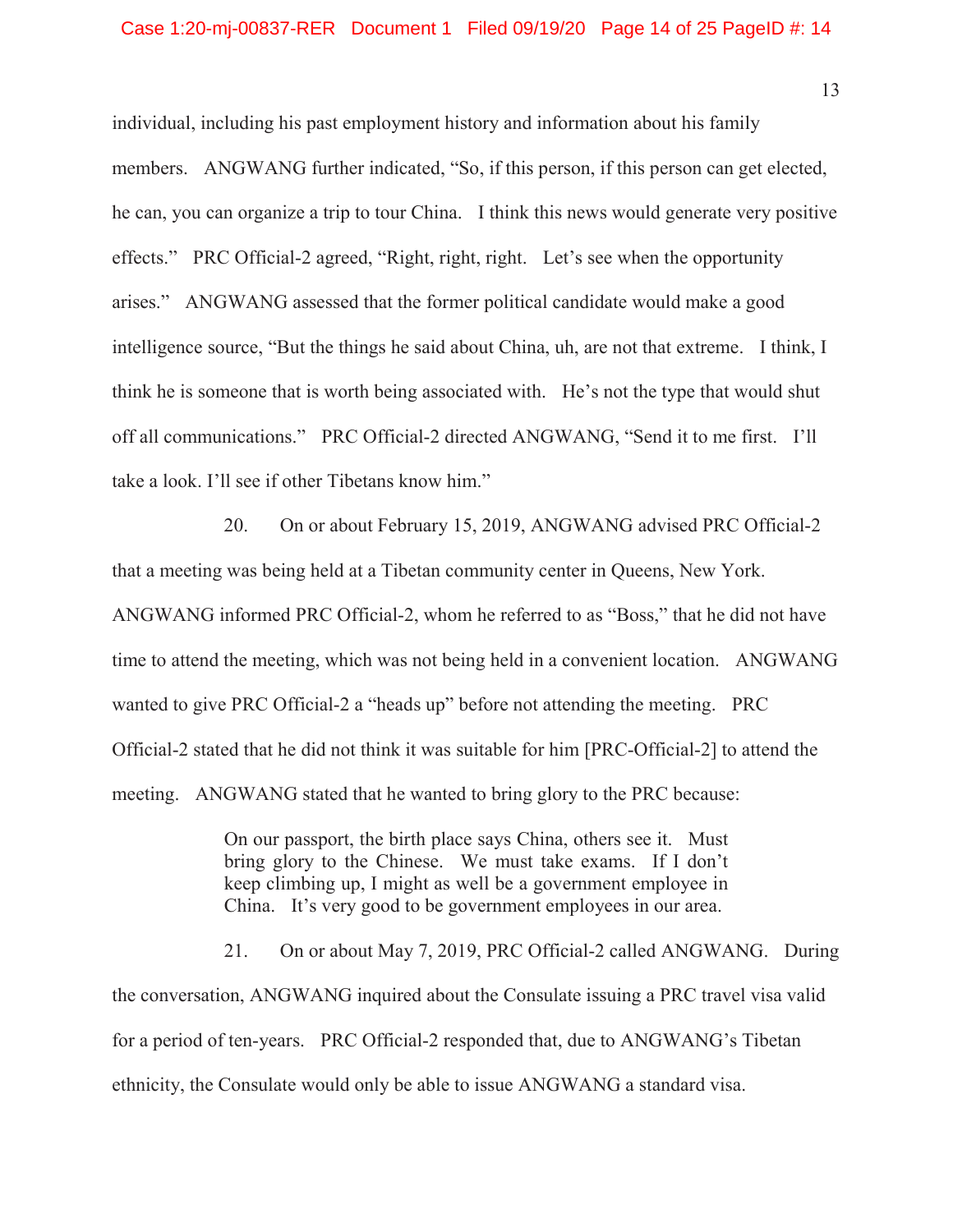individual, including his past employment history and information about his family members. ANGWANG further indicated, "So, if this person, if this person can get elected, he can, you can organize a trip to tour China. I think this news would generate very positive effects." PRC Official-2 agreed, "Right, right, right. Let's see when the opportunity arises." ANGWANG assessed that the former political candidate would make a good intelligence source, "But the things he said about China, uh, are not that extreme. I think, I think he is someone that is worth being associated with. He's not the type that would shut off all communications." PRC Official-2 directed ANGWANG, "Send it to me first. I'll take a look. I'll see if other Tibetans know him."

20. On or about February 15, 2019, ANGWANG advised PRC Official-2 that a meeting was being held at a Tibetan community center in Queens, New York. ANGWANG informed PRC Official-2, whom he referred to as "Boss," that he did not have time to attend the meeting, which was not being held in a convenient location. ANGWANG wanted to give PRC Official-2 a "heads up" before not attending the meeting. PRC Official-2 stated that he did not think it was suitable for him [PRC-Official-2] to attend the meeting. ANGWANG stated that he wanted to bring glory to the PRC because:

> On our passport, the birth place says China, others see it. Must bring glory to the Chinese. We must take exams. If I don't keep climbing up, I might as well be a government employee in China. It's very good to be government employees in our area.

21. On or about May 7, 2019, PRC Official-2 called ANGWANG. During the conversation, ANGWANG inquired about the Consulate issuing a PRC travel visa valid for a period of ten-years. PRC Official-2 responded that, due to ANGWANG's Tibetan ethnicity, the Consulate would only be able to issue ANGWANG a standard visa.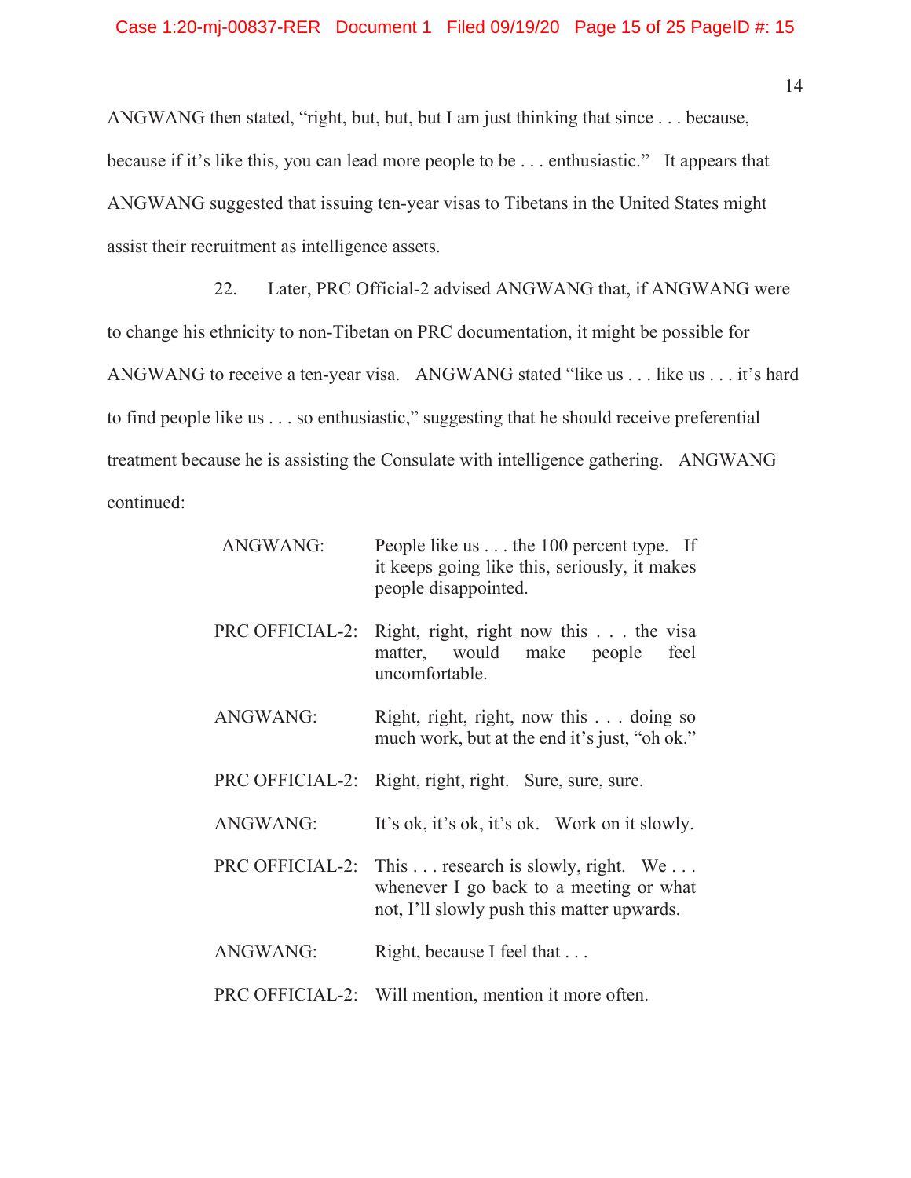ANGWANG then stated, "right, but, but, but I am just thinking that since . . . because, because if it's like this, you can lead more people to be . . . enthusiastic." It appears that ANGWANG suggested that issuing ten-year visas to Tibetans in the United States might assist their recruitment as intelligence assets.

22. Later, PRC Official-2 advised ANGWANG that, if ANGWANG were to change his ethnicity to non-Tibetan on PRC documentation, it might be possible for ANGWANG to receive a ten-year visa. ANGWANG stated "like us . . . like us . . . it's hard to find people like us . . . so enthusiastic," suggesting that he should receive preferential treatment because he is assisting the Consulate with intelligence gathering. ANGWANG continued:

ANGWANG: People like us . . . the 100 percent type. If it keeps going like this, seriously, it makes people disappointed.

PRC OFFICIAL-2: Right, right, right now this . . . the visa matter, would make people feel uncomfortable.

ANGWANG: Right, right, right, now this . . . doing so much work, but at the end it's just, "oh ok."

PRC OFFICIAL-2: Right, right, right. Sure, sure, sure.

ANGWANG: It's ok, it's ok, it's ok. Work on it slowly.

PRC OFFICIAL-2: This . . . research is slowly, right. We . . . whenever I go back to a meeting or what not, I'll slowly push this matter upwards.

ANGWANG: Right, because I feel that . . .

PRC OFFICIAL-2: Will mention, mention it more often.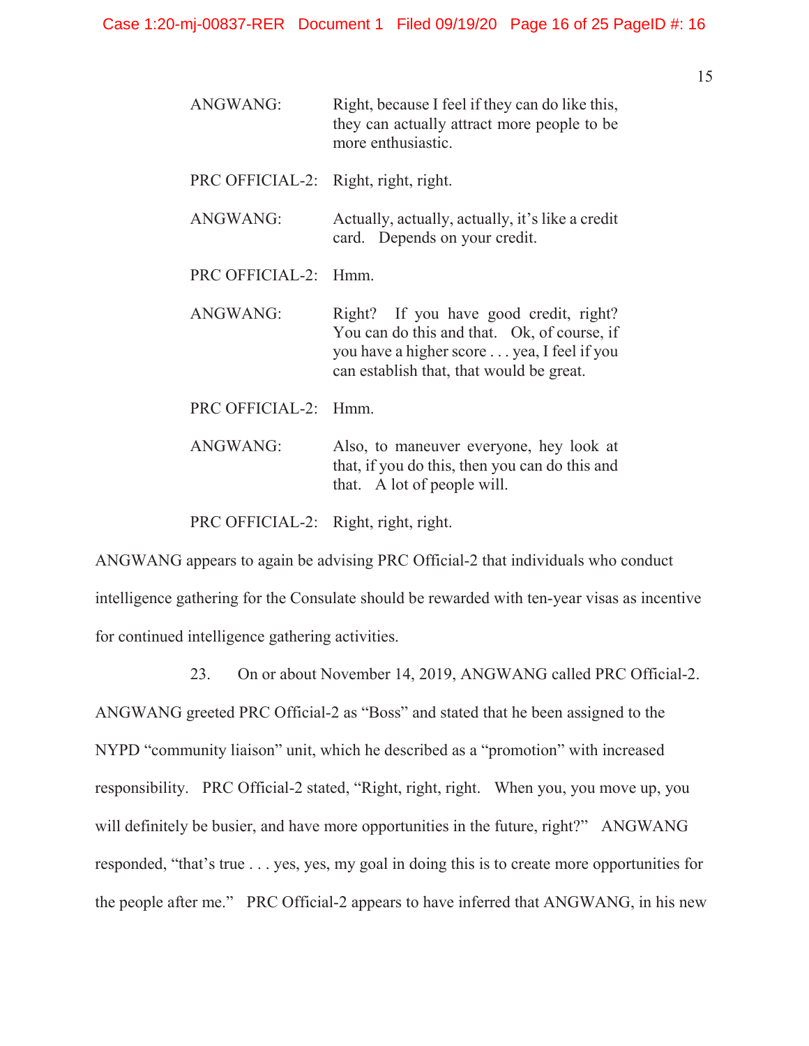| | |
|---|---|
| ANGWANG: | Right, because I feel if they can do like this, they can actually attract more people to be more enthusiastic. |
| PRC OFFICIAL-2: | Right, right, right. |
| ANGWANG: | Actually, actually, actually, it's like a credit card. Depends on your credit. |
| PRC OFFICIAL-2: | Hmm. |
| ANGWANG: | Right? If you have good credit, right? You can do this and that. Ok, of course, if you have a higher score . . . yea, I feel if you can establish that, that would be great. |
| PRC OFFICIAL-2: | Hmm. |
| ANGWANG: | Also, to maneuver everyone, hey look at that, if you do this, then you can do this and that. A lot of people will. |
| PRC OFFICIAL-2: | Right, right, right. |

ANGWANG appears to again be advising PRC Official-2 that individuals who conduct intelligence gathering for the Consulate should be rewarded with ten-year visas as incentive for continued intelligence gathering activities.

23. On or about November 14, 2019, ANGWANG called PRC Official-2. ANGWANG greeted PRC Official-2 as "Boss" and stated that he been assigned to the NYPD "community liaison" unit, which he described as a "promotion" with increased responsibility. PRC Official-2 stated, "Right, right, right. When you, you move up, you will definitely be busier, and have more opportunities in the future, right?" ANGWANG responded, "that's true . . . yes, yes, my goal in doing this is to create more opportunities for the people after me." PRC Official-2 appears to have inferred that ANGWANG, in his new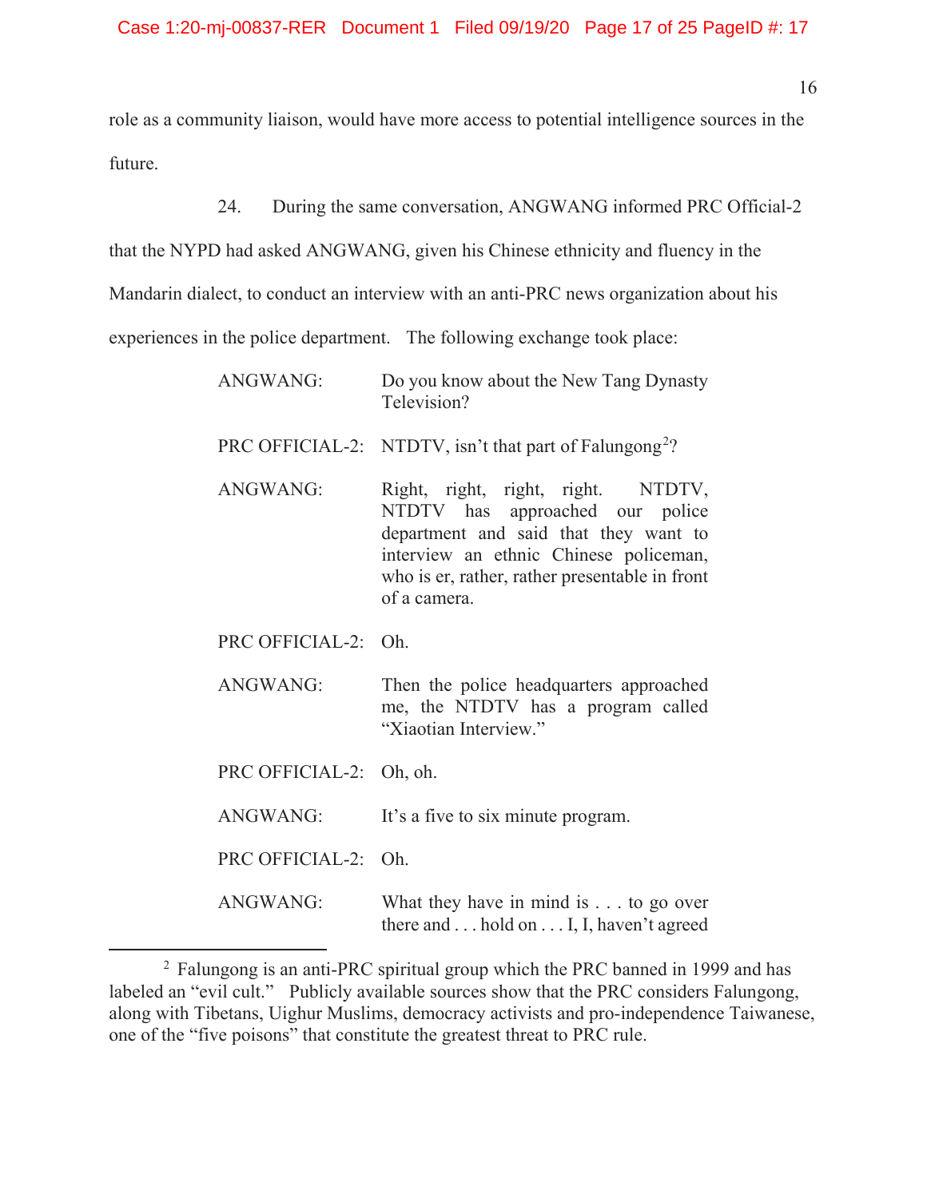role as a community liaison, would have more access to potential intelligence sources in the future.

24. During the same conversation, ANGWANG informed PRC Official-2 that the NYPD had asked ANGWANG, given his Chinese ethnicity and fluency in the Mandarin dialect, to conduct an interview with an anti-PRC news organization about his experiences in the police department. The following exchange took place:

| | |
|---|---|
| ANGWANG: | Do you know about the New Tang Dynasty Television? |
| PRC OFFICIAL-2: | NTDTV, isn't that part of Falungong[2]? |
| ANGWANG: | Right, right, right, right. NTDTV, NTDTV has approached our police department and said that they want to interview an ethnic Chinese policeman, who is er, rather, rather presentable in front of a camera. |
| PRC OFFICIAL-2: | Oh. |
| ANGWANG: | Then the police headquarters approached me, the NTDTV has a program called "Xiaotian Interview." |
| PRC OFFICIAL-2: | Oh, oh. |
| ANGWANG: | It's a five to six minute program. |
| PRC OFFICIAL-2: | Oh. |
| ANGWANG: | What they have in mind is . . . to go over there and . . . hold on . . . I, I, haven't agreed |

[2] Falungong is an anti-PRC spiritual group which the PRC banned in 1999 and has labeled an "evil cult." Publicly available sources show that the PRC considers Falungong, along with Tibetans, Uighur Muslims, democracy activists and pro-independence Taiwanese, one of the "five poisons" that constitute the greatest threat to PRC rule.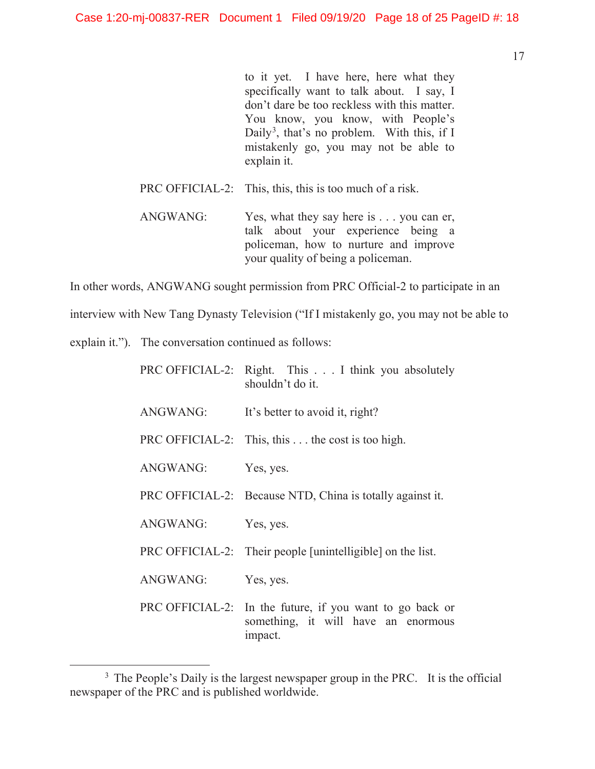to it yet. I have here, here what they specifically want to talk about. I say, I don't dare be too reckless with this matter. You know, you know, with People's Daily[3], that's no problem. With this, if I mistakenly go, you may not be able to explain it.

PRC OFFICIAL-2: This, this, this is too much of a risk.

ANGWANG: Yes, what they say here is . . . you can er, talk about your experience being a policeman, how to nurture and improve your quality of being a policeman.

In other words, ANGWANG sought permission from PRC Official-2 to participate in an interview with New Tang Dynasty Television ("If I mistakenly go, you may not be able to explain it."). The conversation continued as follows:

PRC OFFICIAL-2: Right. This . . . I think you absolutely shouldn't do it.

ANGWANG: It's better to avoid it, right?

PRC OFFICIAL-2: This, this . . . the cost is too high.

ANGWANG: Yes, yes.

PRC OFFICIAL-2: Because NTD, China is totally against it.

ANGWANG: Yes, yes.

PRC OFFICIAL-2: Their people [unintelligible] on the list.

ANGWANG: Yes, yes.

PRC OFFICIAL-2: In the future, if you want to go back or something, it will have an enormous impact.

---

[3] The People's Daily is the largest newspaper group in the PRC. It is the official newspaper of the PRC and is published worldwide.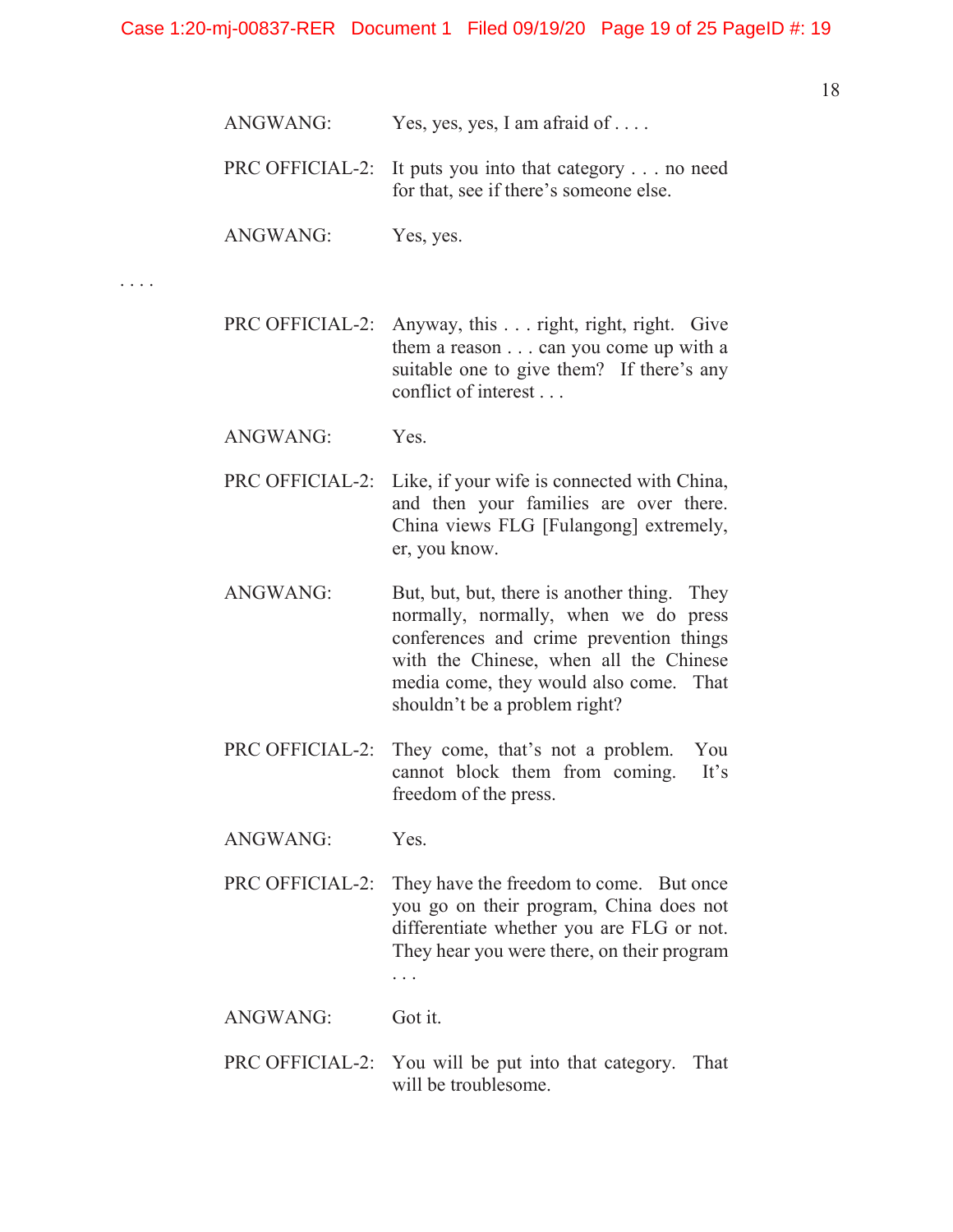ANGWANG: Yes, yes, yes, I am afraid of . . . .

PRC OFFICIAL-2: It puts you into that category . . . no need for that, see if there's someone else.

ANGWANG: Yes, yes.

. . . .

PRC OFFICIAL-2: Anyway, this . . . right, right, right. Give them a reason . . . can you come up with a suitable one to give them? If there's any conflict of interest . . .

ANGWANG: Yes.

PRC OFFICIAL-2: Like, if your wife is connected with China, and then your families are over there. China views FLG [Fulangong] extremely, er, you know.

ANGWANG: But, but, but, there is another thing. They normally, normally, when we do press conferences and crime prevention things with the Chinese, when all the Chinese media come, they would also come. That shouldn't be a problem right?

PRC OFFICIAL-2: They come, that's not a problem. You cannot block them from coming. It's freedom of the press.

ANGWANG: Yes.

PRC OFFICIAL-2: They have the freedom to come. But once you go on their program, China does not differentiate whether you are FLG or not. They hear you were there, on their program . . .

ANGWANG: Got it.

PRC OFFICIAL-2: You will be put into that category. That will be troublesome.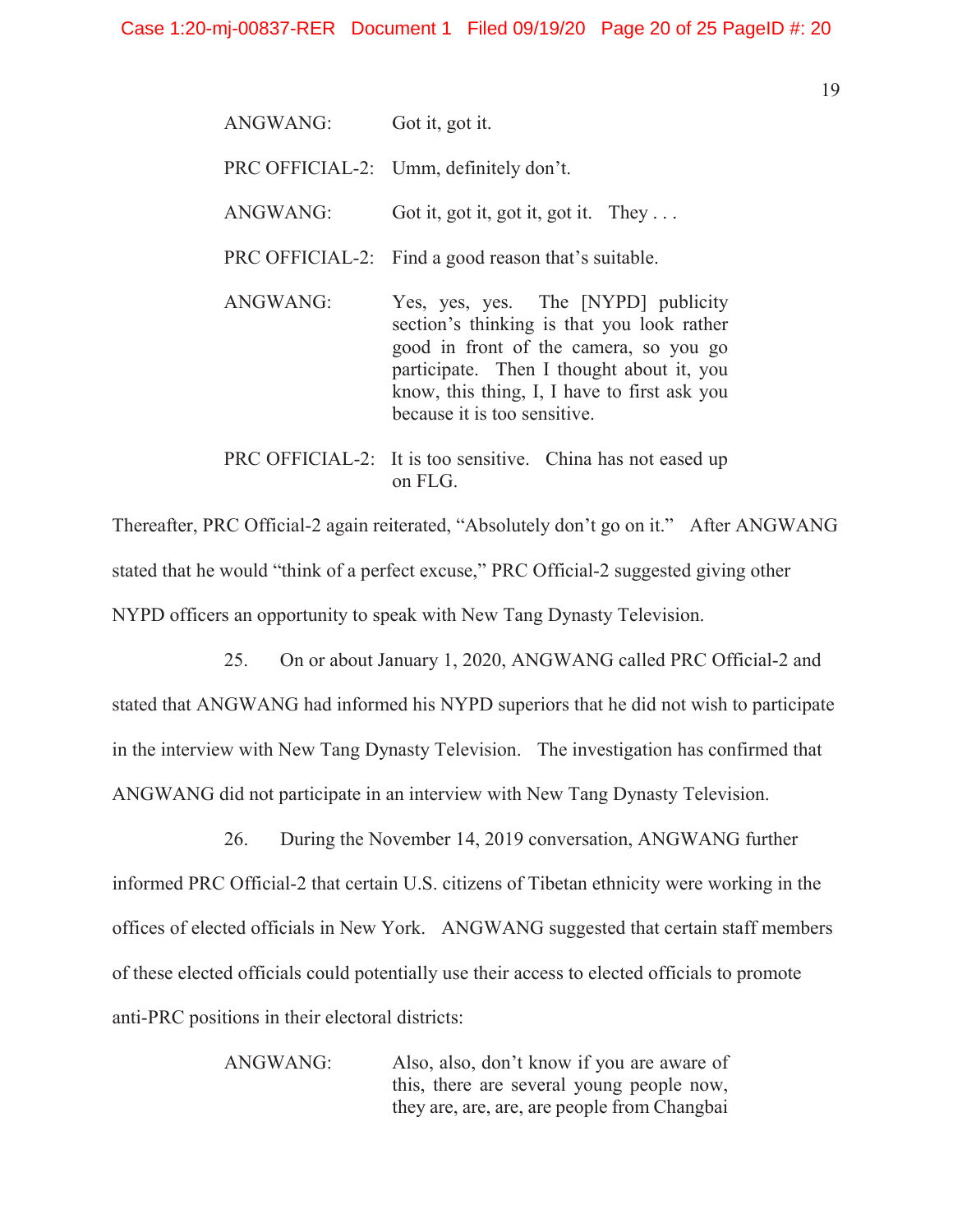ANGWANG: Got it, got it.

PRC OFFICIAL-2: Umm, definitely don't.

ANGWANG: Got it, got it, got it, got it. They . . .

PRC OFFICIAL-2: Find a good reason that's suitable.

ANGWANG: Yes, yes, yes. The [NYPD] publicity section's thinking is that you look rather good in front of the camera, so you go participate. Then I thought about it, you know, this thing, I, I have to first ask you because it is too sensitive.

PRC OFFICIAL-2: It is too sensitive. China has not eased up on FLG.

Thereafter, PRC Official-2 again reiterated, "Absolutely don't go on it." After ANGWANG stated that he would "think of a perfect excuse," PRC Official-2 suggested giving other NYPD officers an opportunity to speak with New Tang Dynasty Television.

25. On or about January 1, 2020, ANGWANG called PRC Official-2 and stated that ANGWANG had informed his NYPD superiors that he did not wish to participate in the interview with New Tang Dynasty Television. The investigation has confirmed that ANGWANG did not participate in an interview with New Tang Dynasty Television.

26. During the November 14, 2019 conversation, ANGWANG further informed PRC Official-2 that certain U.S. citizens of Tibetan ethnicity were working in the offices of elected officials in New York. ANGWANG suggested that certain staff members of these elected officials could potentially use their access to elected officials to promote anti-PRC positions in their electoral districts:

ANGWANG: Also, also, don't know if you are aware of this, there are several young people now, they are, are, are, are people from Changbai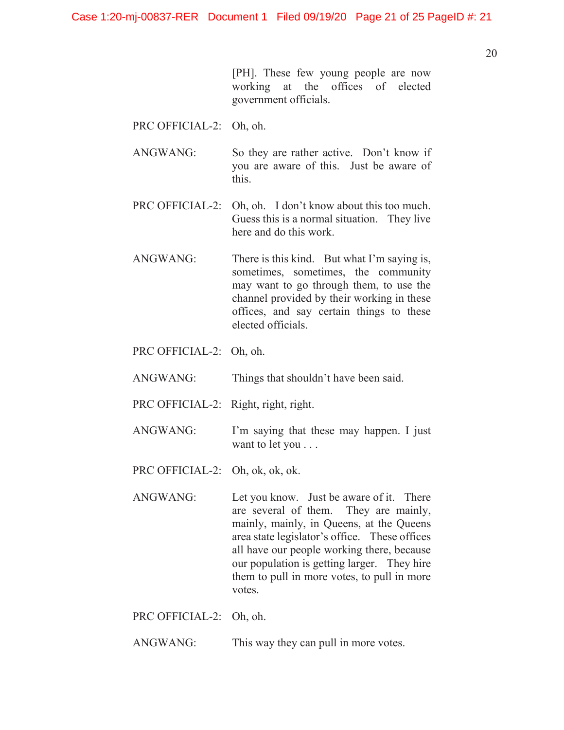[PH]. These few young people are now working at the offices of elected government officials.

PRC OFFICIAL-2: Oh, oh.

ANGWANG: So they are rather active. Don't know if you are aware of this. Just be aware of this.

PRC OFFICIAL-2: Oh, oh. I don't know about this too much. Guess this is a normal situation. They live here and do this work.

ANGWANG: There is this kind. But what I'm saying is, sometimes, sometimes, the community may want to go through them, to use the channel provided by their working in these offices, and say certain things to these elected officials.

PRC OFFICIAL-2: Oh, oh.

ANGWANG: Things that shouldn't have been said.

PRC OFFICIAL-2: Right, right, right.

ANGWANG: I'm saying that these may happen. I just want to let you . . .

PRC OFFICIAL-2: Oh, ok, ok, ok.

ANGWANG: Let you know. Just be aware of it. There are several of them. They are mainly, mainly, mainly, in Queens, at the Queens area state legislator's office. These offices all have our people working there, because our population is getting larger. They hire them to pull in more votes, to pull in more votes.

PRC OFFICIAL-2: Oh, oh.

ANGWANG: This way they can pull in more votes.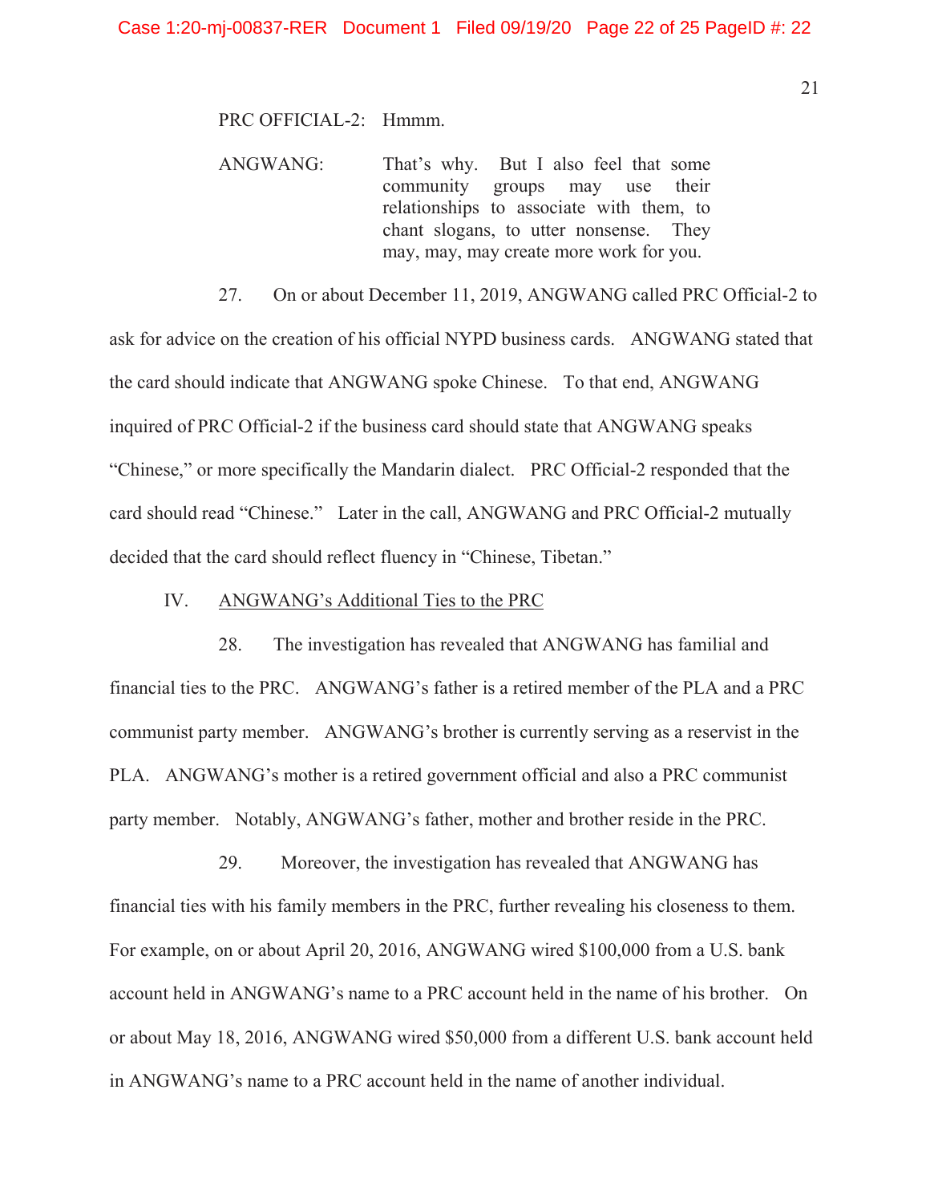PRC OFFICIAL-2: Hmmm.

ANGWANG: That's why. But I also feel that some community groups may use their relationships to associate with them, to chant slogans, to utter nonsense. They may, may, may create more work for you.

27. On or about December 11, 2019, ANGWANG called PRC Official-2 to ask for advice on the creation of his official NYPD business cards. ANGWANG stated that the card should indicate that ANGWANG spoke Chinese. To that end, ANGWANG inquired of PRC Official-2 if the business card should state that ANGWANG speaks "Chinese," or more specifically the Mandarin dialect. PRC Official-2 responded that the card should read "Chinese." Later in the call, ANGWANG and PRC Official-2 mutually decided that the card should reflect fluency in "Chinese, Tibetan."

## IV. ANGWANG's Additional Ties to the PRC

28. The investigation has revealed that ANGWANG has familial and financial ties to the PRC. ANGWANG's father is a retired member of the PLA and a PRC communist party member. ANGWANG's brother is currently serving as a reservist in the PLA. ANGWANG's mother is a retired government official and also a PRC communist party member. Notably, ANGWANG's father, mother and brother reside in the PRC.

29. Moreover, the investigation has revealed that ANGWANG has financial ties with his family members in the PRC, further revealing his closeness to them. For example, on or about April 20, 2016, ANGWANG wired $100,000 from a U.S. bank account held in ANGWANG's name to a PRC account held in the name of his brother. On or about May 18, 2016, ANGWANG wired $50,000 from a different U.S. bank account held in ANGWANG's name to a PRC account held in the name of another individual.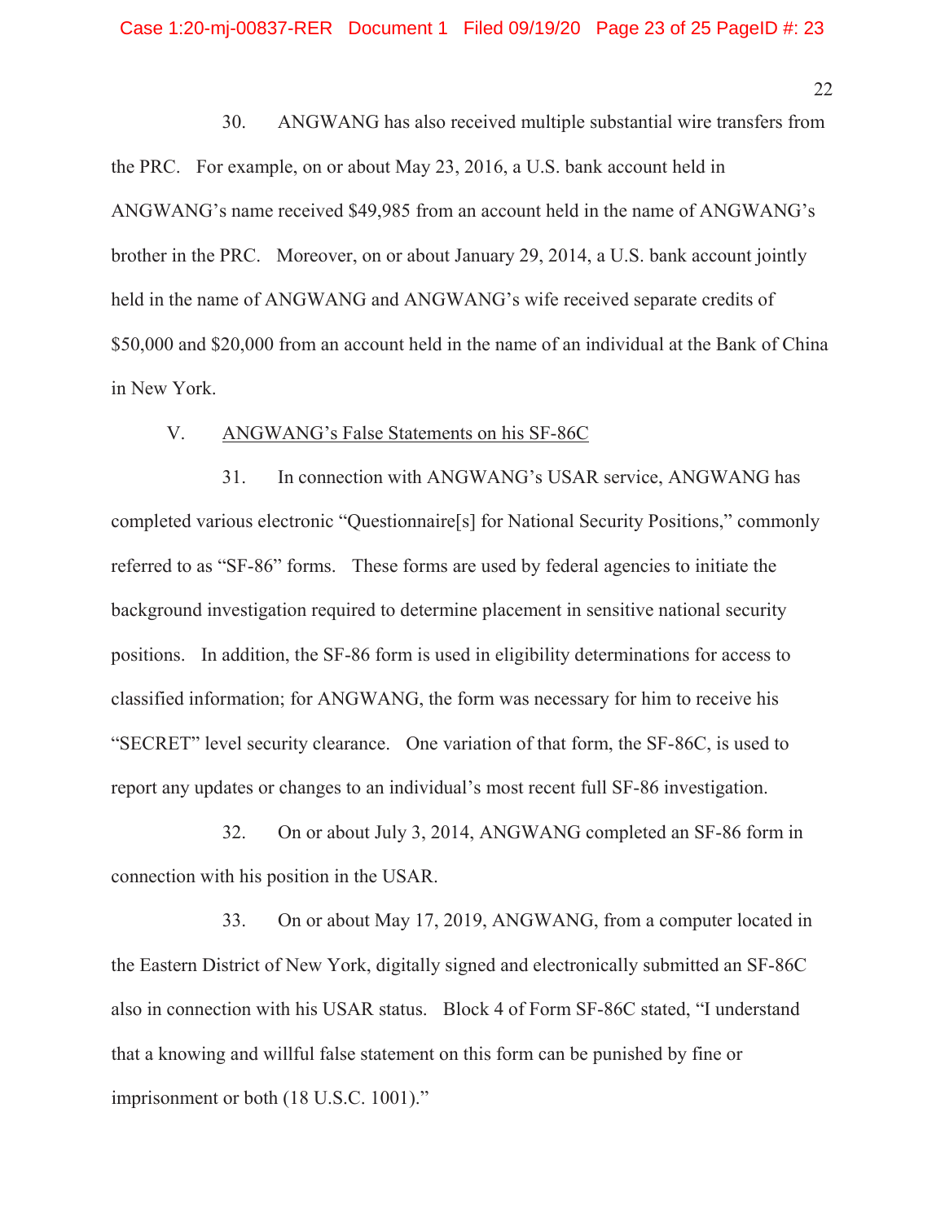30. ANGWANG has also received multiple substantial wire transfers from the PRC. For example, on or about May 23, 2016, a U.S. bank account held in ANGWANG's name received $49,985 from an account held in the name of ANGWANG's brother in the PRC. Moreover, on or about January 29, 2014, a U.S. bank account jointly held in the name of ANGWANG and ANGWANG's wife received separate credits of $50,000 and $20,000 from an account held in the name of an individual at the Bank of China in New York.

V. ANGWANG's False Statements on his SF-86C

31. In connection with ANGWANG's USAR service, ANGWANG has completed various electronic "Questionnaire[s] for National Security Positions," commonly referred to as "SF-86" forms. These forms are used by federal agencies to initiate the background investigation required to determine placement in sensitive national security positions. In addition, the SF-86 form is used in eligibility determinations for access to classified information; for ANGWANG, the form was necessary for him to receive his "SECRET" level security clearance. One variation of that form, the SF-86C, is used to report any updates or changes to an individual's most recent full SF-86 investigation.

32. On or about July 3, 2014, ANGWANG completed an SF-86 form in connection with his position in the USAR.

33. On or about May 17, 2019, ANGWANG, from a computer located in the Eastern District of New York, digitally signed and electronically submitted an SF-86C also in connection with his USAR status. Block 4 of Form SF-86C stated, "I understand that a knowing and willful false statement on this form can be punished by fine or imprisonment or both (18 U.S.C. 1001)."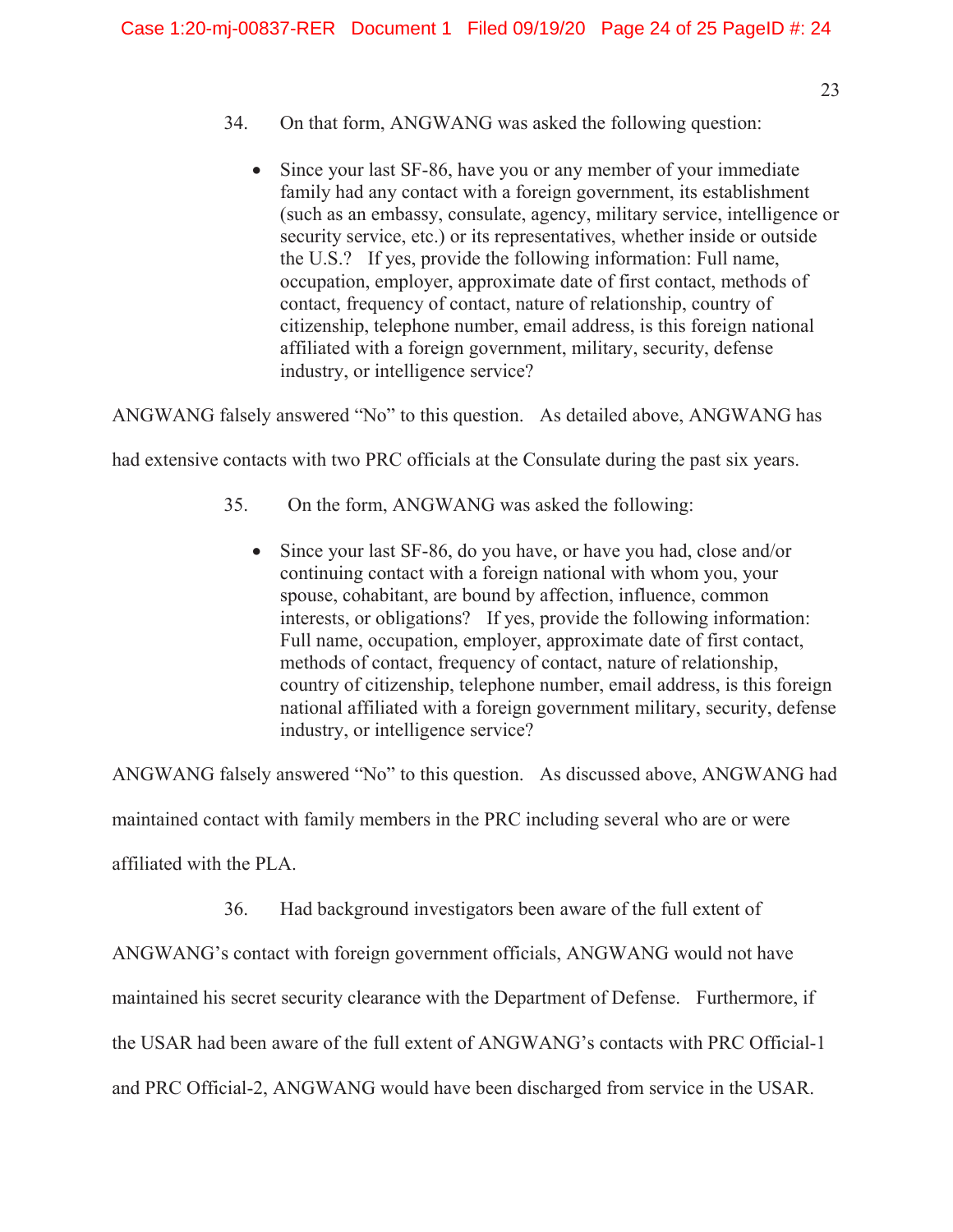34. On that form, ANGWANG was asked the following question:

- Since your last SF-86, have you or any member of your immediate family had any contact with a foreign government, its establishment (such as an embassy, consulate, agency, military service, intelligence or security service, etc.) or its representatives, whether inside or outside the U.S.? If yes, provide the following information: Full name, occupation, employer, approximate date of first contact, methods of contact, frequency of contact, nature of relationship, country of citizenship, telephone number, email address, is this foreign national affiliated with a foreign government, military, security, defense industry, or intelligence service?

ANGWANG falsely answered "No" to this question. As detailed above, ANGWANG has had extensive contacts with two PRC officials at the Consulate during the past six years.

35. On the form, ANGWANG was asked the following:

- Since your last SF-86, do you have, or have you had, close and/or continuing contact with a foreign national with whom you, your spouse, cohabitant, are bound by affection, influence, common interests, or obligations? If yes, provide the following information: Full name, occupation, employer, approximate date of first contact, methods of contact, frequency of contact, nature of relationship, country of citizenship, telephone number, email address, is this foreign national affiliated with a foreign government military, security, defense industry, or intelligence service?

ANGWANG falsely answered "No" to this question. As discussed above, ANGWANG had maintained contact with family members in the PRC including several who are or were affiliated with the PLA.

36. Had background investigators been aware of the full extent of ANGWANG's contact with foreign government officials, ANGWANG would not have maintained his secret security clearance with the Department of Defense. Furthermore, if the USAR had been aware of the full extent of ANGWANG's contacts with PRC Official-1 and PRC Official-2, ANGWANG would have been discharged from service in the USAR.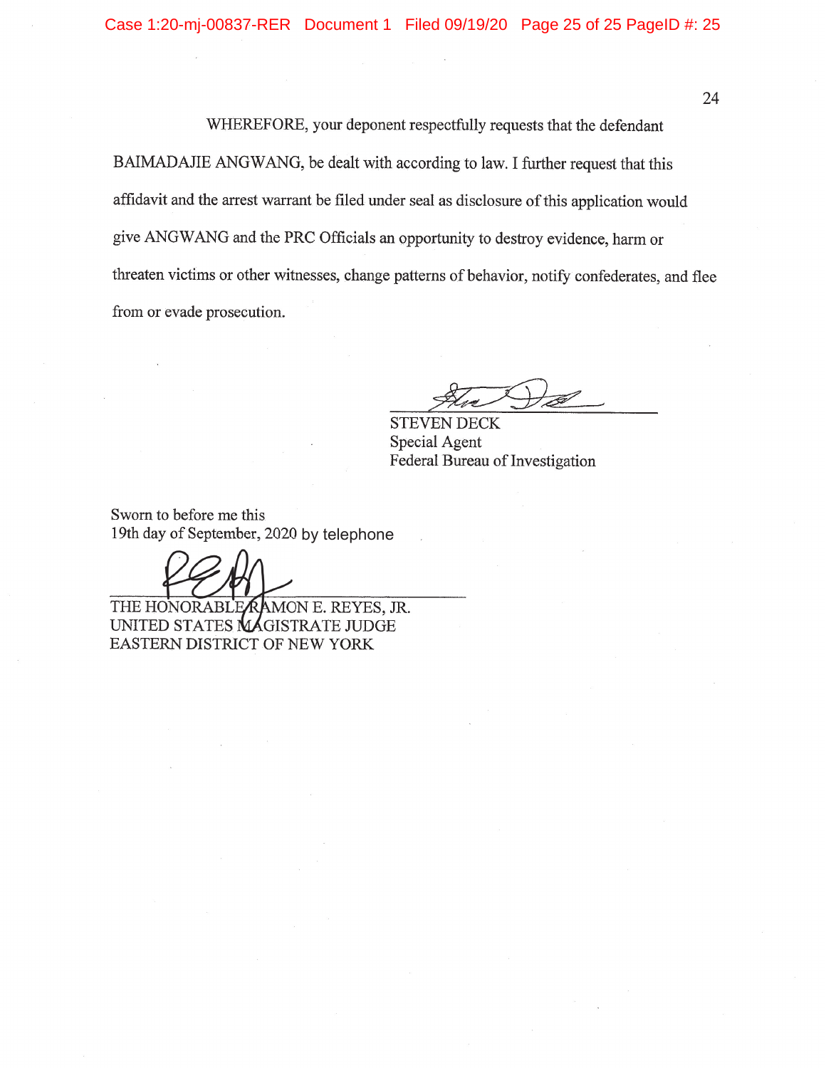WHEREFORE, your deponent respectfully requests that the defendant BAIMADAJIE ANGWANG, be dealt with according to law. I further request that this affidavit and the arrest warrant be filed under seal as disclosure of this application would give ANGWANG and the PRC Officials an opportunity to destroy evidence, harm or threaten victims or other witnesses, change patterns of behavior, notify confederates, and flee from or evade prosecution.

STEVEN DECK
Special Agent
Federal Bureau of Investigation

Sworn to before me this
19th day of September, 2020 by telephone

THE HONORABLE RAMON E. REYES, JR.
UNITED STATES MAGISTRATE JUDGE
EASTERN DISTRICT OF NEW YORK